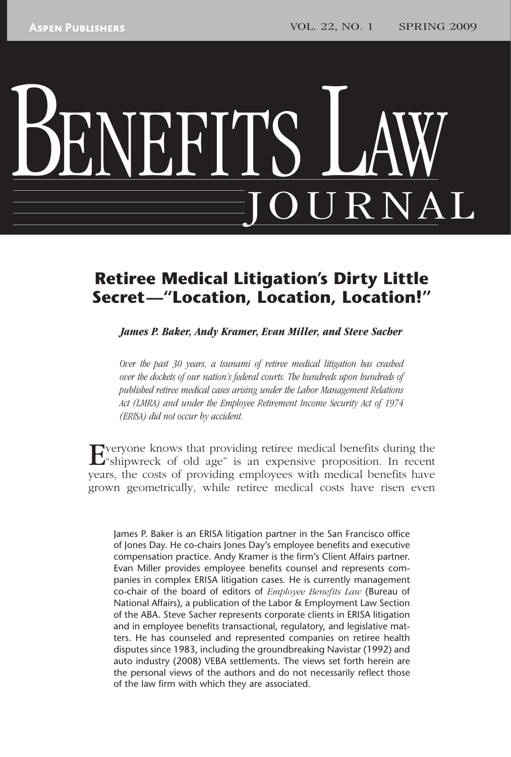# Benefits Law Journal

## Retiree Medical Litigation's Dirty Little Secret—"Location, Location, Location!"

***James P. Baker, Andy Kramer, Evan Miller, and Steve Sacher***

*Over the past 30 years, a tsunami of retiree medical litigation has crashed over the dockets of our nation's federal courts. The hundreds upon hundreds of published retiree medical cases arising under the Labor Management Relations Act (LMRA) and under the Employee Retirement Income Security Act of 1974 (ERISA) did not occur by accident.*

Everyone knows that providing retiree medical benefits during the "shipwreck of old age" is an expensive proposition. In recent years, the costs of providing employees with medical benefits have grown geometrically, while retiree medical costs have risen even

James P. Baker is an ERISA litigation partner in the San Francisco office of Jones Day. He co-chairs Jones Day's employee benefits and executive compensation practice. Andy Kramer is the firm's Client Affairs partner. Evan Miller provides employee benefits counsel and represents companies in complex ERISA litigation cases. He is currently management co-chair of the board of editors of *Employee Benefits Law* (Bureau of National Affairs), a publication of the Labor & Employment Law Section of the ABA. Steve Sacher represents corporate clients in ERISA litigation and in employee benefits transactional, regulatory, and legislative matters. He has counseled and represented companies on retiree health disputes since 1983, including the groundbreaking Navistar (1992) and auto industry (2008) VEBA settlements. The views set forth herein are the personal views of the authors and do not necessarily reflect those of the law firm with which they are associated.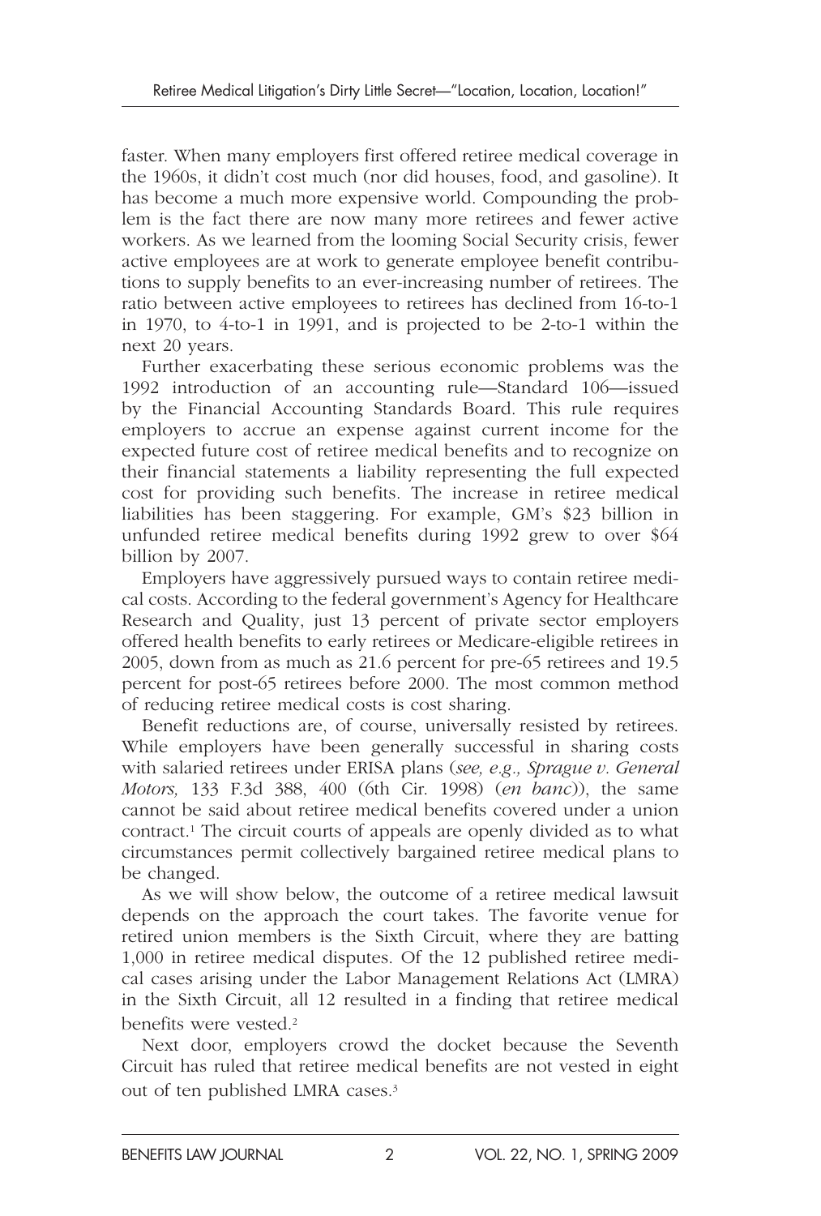faster. When many employers first offered retiree medical coverage in the 1960s, it didn't cost much (nor did houses, food, and gasoline). It has become a much more expensive world. Compounding the problem is the fact there are now many more retirees and fewer active workers. As we learned from the looming Social Security crisis, fewer active employees are at work to generate employee benefit contributions to supply benefits to an ever-increasing number of retirees. The ratio between active employees to retirees has declined from 16-to-1 in 1970, to 4-to-1 in 1991, and is projected to be 2-to-1 within the next 20 years.

Further exacerbating these serious economic problems was the 1992 introduction of an accounting rule—Standard 106—issued by the Financial Accounting Standards Board. This rule requires employers to accrue an expense against current income for the expected future cost of retiree medical benefits and to recognize on their financial statements a liability representing the full expected cost for providing such benefits. The increase in retiree medical liabilities has been staggering. For example, GM's $23 billion in unfunded retiree medical benefits during 1992 grew to over $64 billion by 2007.

Employers have aggressively pursued ways to contain retiree medical costs. According to the federal government's Agency for Healthcare Research and Quality, just 13 percent of private sector employers offered health benefits to early retirees or Medicare-eligible retirees in 2005, down from as much as 21.6 percent for pre-65 retirees and 19.5 percent for post-65 retirees before 2000. The most common method of reducing retiree medical costs is cost sharing.

Benefit reductions are, of course, universally resisted by retirees. While employers have been generally successful in sharing costs with salaried retirees under ERISA plans (*see, e.g., Sprague v. General Motors,* 133 F.3d 388, 400 (6th Cir. 1998) (*en banc*)), the same cannot be said about retiree medical benefits covered under a union contract.[1] The circuit courts of appeals are openly divided as to what circumstances permit collectively bargained retiree medical plans to be changed.

As we will show below, the outcome of a retiree medical lawsuit depends on the approach the court takes. The favorite venue for retired union members is the Sixth Circuit, where they are batting 1,000 in retiree medical disputes. Of the 12 published retiree medical cases arising under the Labor Management Relations Act (LMRA) in the Sixth Circuit, all 12 resulted in a finding that retiree medical benefits were vested.[2]

Next door, employers crowd the docket because the Seventh Circuit has ruled that retiree medical benefits are not vested in eight out of ten published LMRA cases.[3]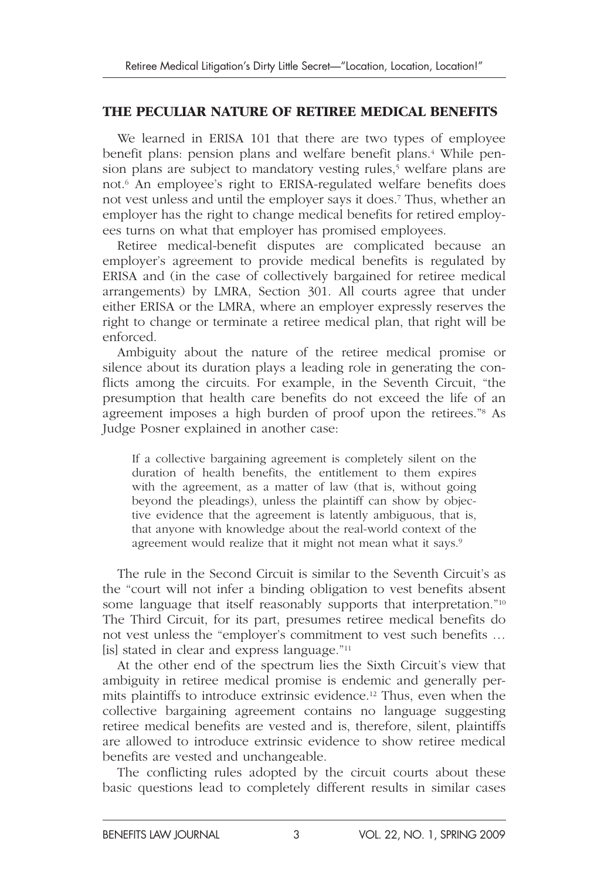## THE PECULIAR NATURE OF RETIREE MEDICAL BENEFITS

We learned in ERISA 101 that there are two types of employee benefit plans: pension plans and welfare benefit plans.[4] While pension plans are subject to mandatory vesting rules,[5] welfare plans are not.[6] An employee's right to ERISA-regulated welfare benefits does not vest unless and until the employer says it does.[7] Thus, whether an employer has the right to change medical benefits for retired employees turns on what that employer has promised employees.

Retiree medical-benefit disputes are complicated because an employer's agreement to provide medical benefits is regulated by ERISA and (in the case of collectively bargained for retiree medical arrangements) by LMRA, Section 301. All courts agree that under either ERISA or the LMRA, where an employer expressly reserves the right to change or terminate a retiree medical plan, that right will be enforced.

Ambiguity about the nature of the retiree medical promise or silence about its duration plays a leading role in generating the conflicts among the circuits. For example, in the Seventh Circuit, "the presumption that health care benefits do not exceed the life of an agreement imposes a high burden of proof upon the retirees."[8] As Judge Posner explained in another case:

> If a collective bargaining agreement is completely silent on the duration of health benefits, the entitlement to them expires with the agreement, as a matter of law (that is, without going beyond the pleadings), unless the plaintiff can show by objective evidence that the agreement is latently ambiguous, that is, that anyone with knowledge about the real-world context of the agreement would realize that it might not mean what it says.[9]

The rule in the Second Circuit is similar to the Seventh Circuit's as the "court will not infer a binding obligation to vest benefits absent some language that itself reasonably supports that interpretation."[10] The Third Circuit, for its part, presumes retiree medical benefits do not vest unless the "employer's commitment to vest such benefits … [is] stated in clear and express language."[11]

At the other end of the spectrum lies the Sixth Circuit's view that ambiguity in retiree medical promise is endemic and generally permits plaintiffs to introduce extrinsic evidence.[12] Thus, even when the collective bargaining agreement contains no language suggesting retiree medical benefits are vested and is, therefore, silent, plaintiffs are allowed to introduce extrinsic evidence to show retiree medical benefits are vested and unchangeable.

The conflicting rules adopted by the circuit courts about these basic questions lead to completely different results in similar cases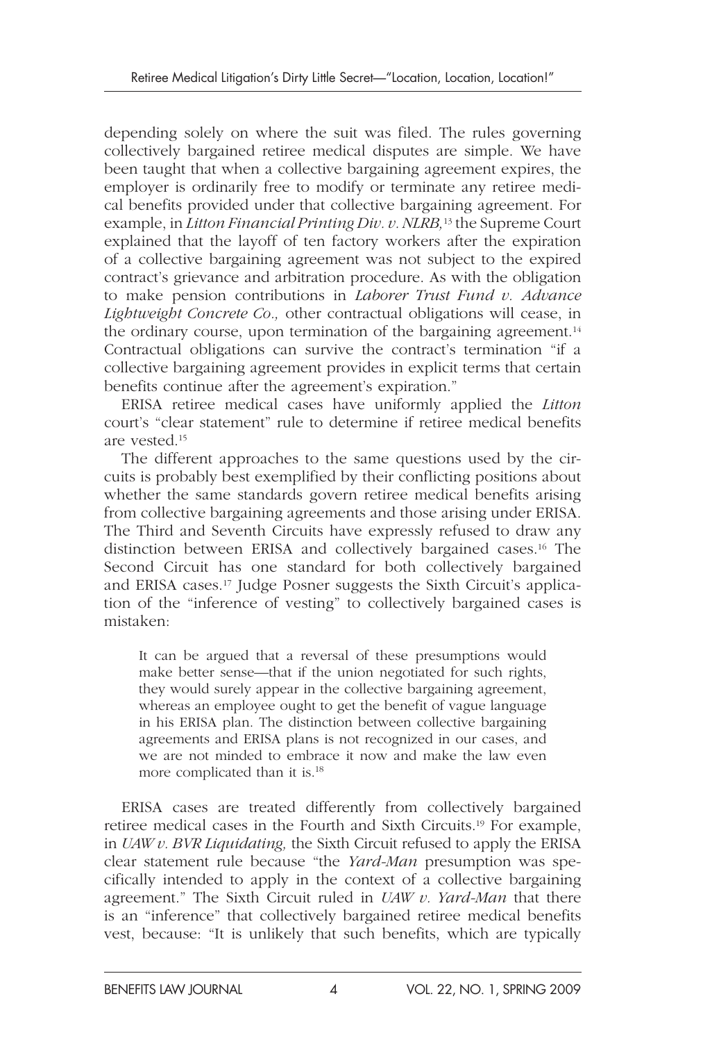depending solely on where the suit was filed. The rules governing collectively bargained retiree medical disputes are simple. We have been taught that when a collective bargaining agreement expires, the employer is ordinarily free to modify or terminate any retiree medical benefits provided under that collective bargaining agreement. For example, in *Litton Financial Printing Div. v. NLRB,*[13] the Supreme Court explained that the layoff of ten factory workers after the expiration of a collective bargaining agreement was not subject to the expired contract's grievance and arbitration procedure. As with the obligation to make pension contributions in *Laborer Trust Fund v. Advance Lightweight Concrete Co.,* other contractual obligations will cease, in the ordinary course, upon termination of the bargaining agreement.[14] Contractual obligations can survive the contract's termination "if a collective bargaining agreement provides in explicit terms that certain benefits continue after the agreement's expiration."

ERISA retiree medical cases have uniformly applied the *Litton* court's "clear statement" rule to determine if retiree medical benefits are vested.[15]

The different approaches to the same questions used by the circuits is probably best exemplified by their conflicting positions about whether the same standards govern retiree medical benefits arising from collective bargaining agreements and those arising under ERISA. The Third and Seventh Circuits have expressly refused to draw any distinction between ERISA and collectively bargained cases.[16] The Second Circuit has one standard for both collectively bargained and ERISA cases.[17] Judge Posner suggests the Sixth Circuit's application of the "inference of vesting" to collectively bargained cases is mistaken:

> It can be argued that a reversal of these presumptions would make better sense—that if the union negotiated for such rights, they would surely appear in the collective bargaining agreement, whereas an employee ought to get the benefit of vague language in his ERISA plan. The distinction between collective bargaining agreements and ERISA plans is not recognized in our cases, and we are not minded to embrace it now and make the law even more complicated than it is.[18]

ERISA cases are treated differently from collectively bargained retiree medical cases in the Fourth and Sixth Circuits.[19] For example, in *UAW v. BVR Liquidating,* the Sixth Circuit refused to apply the ERISA clear statement rule because "the *Yard-Man* presumption was specifically intended to apply in the context of a collective bargaining agreement." The Sixth Circuit ruled in *UAW v. Yard-Man* that there is an "inference" that collectively bargained retiree medical benefits vest, because: "It is unlikely that such benefits, which are typically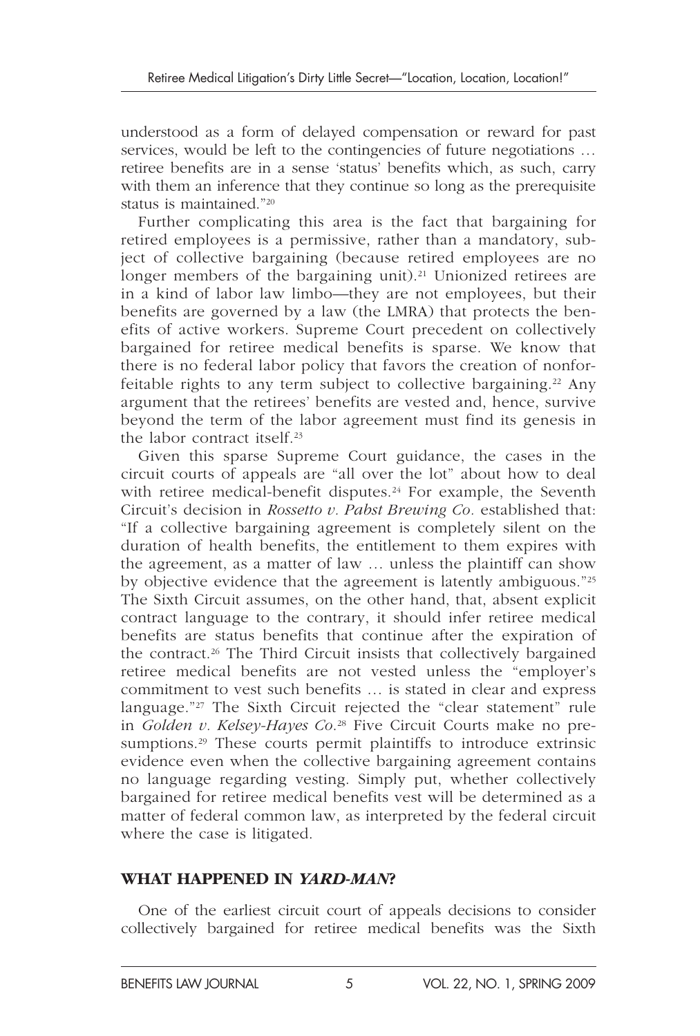understood as a form of delayed compensation or reward for past services, would be left to the contingencies of future negotiations … retiree benefits are in a sense 'status' benefits which, as such, carry with them an inference that they continue so long as the prerequisite status is maintained."[20]

Further complicating this area is the fact that bargaining for retired employees is a permissive, rather than a mandatory, subject of collective bargaining (because retired employees are no longer members of the bargaining unit).[21] Unionized retirees are in a kind of labor law limbo—they are not employees, but their benefits are governed by a law (the LMRA) that protects the benefits of active workers. Supreme Court precedent on collectively bargained for retiree medical benefits is sparse. We know that there is no federal labor policy that favors the creation of nonforfeitable rights to any term subject to collective bargaining.[22] Any argument that the retirees' benefits are vested and, hence, survive beyond the term of the labor agreement must find its genesis in the labor contract itself.[23]

Given this sparse Supreme Court guidance, the cases in the circuit courts of appeals are "all over the lot" about how to deal with retiree medical-benefit disputes.[24] For example, the Seventh Circuit's decision in *Rossetto v. Pabst Brewing Co.* established that: "If a collective bargaining agreement is completely silent on the duration of health benefits, the entitlement to them expires with the agreement, as a matter of law … unless the plaintiff can show by objective evidence that the agreement is latently ambiguous."[25] The Sixth Circuit assumes, on the other hand, that, absent explicit contract language to the contrary, it should infer retiree medical benefits are status benefits that continue after the expiration of the contract.[26] The Third Circuit insists that collectively bargained retiree medical benefits are not vested unless the "employer's commitment to vest such benefits … is stated in clear and express language."[27] The Sixth Circuit rejected the "clear statement" rule in *Golden v. Kelsey-Hayes Co*.[28] Five Circuit Courts make no presumptions.[29] These courts permit plaintiffs to introduce extrinsic evidence even when the collective bargaining agreement contains no language regarding vesting. Simply put, whether collectively bargained for retiree medical benefits vest will be determined as a matter of federal common law, as interpreted by the federal circuit where the case is litigated.

## WHAT HAPPENED IN *YARD-MAN*?

One of the earliest circuit court of appeals decisions to consider collectively bargained for retiree medical benefits was the Sixth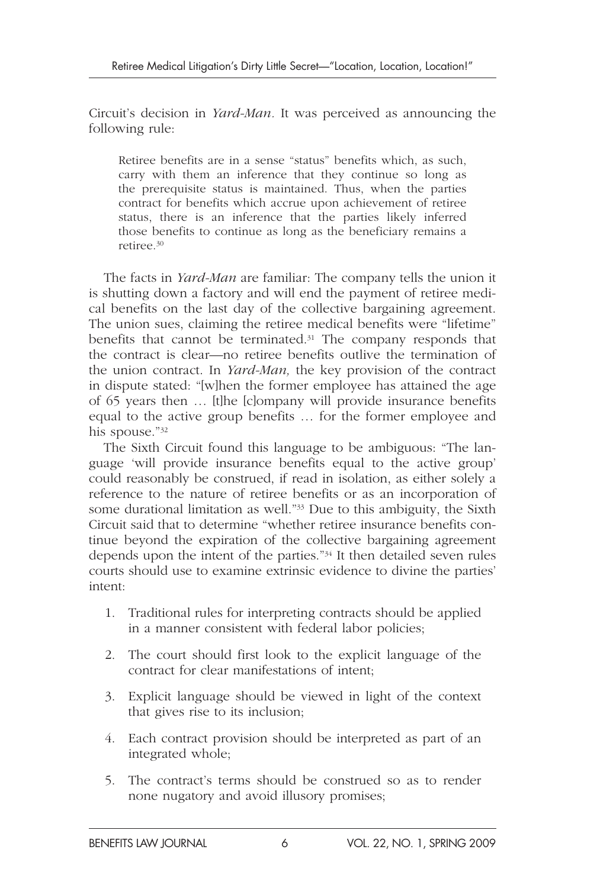Circuit's decision in *Yard-Man*. It was perceived as announcing the following rule:

> Retiree benefits are in a sense "status" benefits which, as such, carry with them an inference that they continue so long as the prerequisite status is maintained. Thus, when the parties contract for benefits which accrue upon achievement of retiree status, there is an inference that the parties likely inferred those benefits to continue as long as the beneficiary remains a retiree.[30]

The facts in *Yard-Man* are familiar: The company tells the union it is shutting down a factory and will end the payment of retiree medical benefits on the last day of the collective bargaining agreement. The union sues, claiming the retiree medical benefits were "lifetime" benefits that cannot be terminated.[31] The company responds that the contract is clear—no retiree benefits outlive the termination of the union contract. In *Yard-Man,* the key provision of the contract in dispute stated: "[w]hen the former employee has attained the age of 65 years then … [t]he [c]ompany will provide insurance benefits equal to the active group benefits … for the former employee and his spouse."[32]

The Sixth Circuit found this language to be ambiguous: "The language 'will provide insurance benefits equal to the active group' could reasonably be construed, if read in isolation, as either solely a reference to the nature of retiree benefits or as an incorporation of some durational limitation as well."[33] Due to this ambiguity, the Sixth Circuit said that to determine "whether retiree insurance benefits continue beyond the expiration of the collective bargaining agreement depends upon the intent of the parties."[34] It then detailed seven rules courts should use to examine extrinsic evidence to divine the parties' intent:

1. Traditional rules for interpreting contracts should be applied in a manner consistent with federal labor policies;
2. The court should first look to the explicit language of the contract for clear manifestations of intent;
3. Explicit language should be viewed in light of the context that gives rise to its inclusion;
4. Each contract provision should be interpreted as part of an integrated whole;
5. The contract's terms should be construed so as to render none nugatory and avoid illusory promises;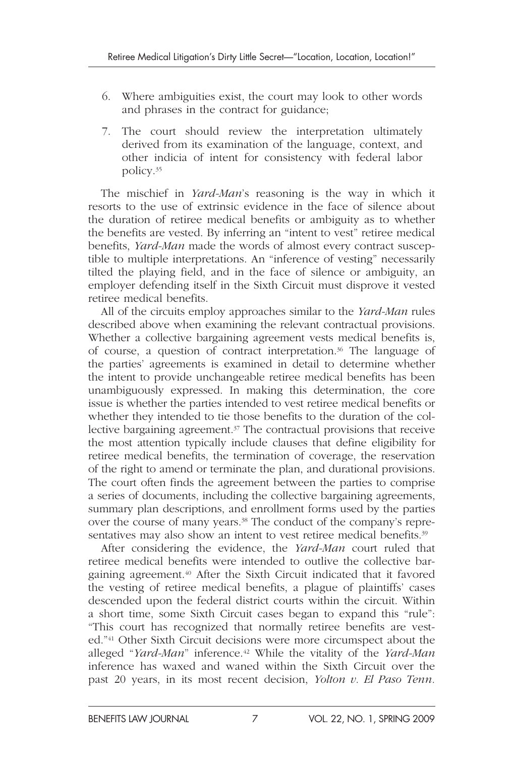6. Where ambiguities exist, the court may look to other words and phrases in the contract for guidance;

7. The court should review the interpretation ultimately derived from its examination of the language, context, and other indicia of intent for consistency with federal labor policy.[35]

The mischief in *Yard-Man*'s reasoning is the way in which it resorts to the use of extrinsic evidence in the face of silence about the duration of retiree medical benefits or ambiguity as to whether the benefits are vested. By inferring an "intent to vest" retiree medical benefits, *Yard-Man* made the words of almost every contract susceptible to multiple interpretations. An "inference of vesting" necessarily tilted the playing field, and in the face of silence or ambiguity, an employer defending itself in the Sixth Circuit must disprove it vested retiree medical benefits.

All of the circuits employ approaches similar to the *Yard-Man* rules described above when examining the relevant contractual provisions. Whether a collective bargaining agreement vests medical benefits is, of course, a question of contract interpretation.[36] The language of the parties' agreements is examined in detail to determine whether the intent to provide unchangeable retiree medical benefits has been unambiguously expressed. In making this determination, the core issue is whether the parties intended to vest retiree medical benefits or whether they intended to tie those benefits to the duration of the collective bargaining agreement.[37] The contractual provisions that receive the most attention typically include clauses that define eligibility for retiree medical benefits, the termination of coverage, the reservation of the right to amend or terminate the plan, and durational provisions. The court often finds the agreement between the parties to comprise a series of documents, including the collective bargaining agreements, summary plan descriptions, and enrollment forms used by the parties over the course of many years.[38] The conduct of the company's representatives may also show an intent to vest retiree medical benefits.[39]

After considering the evidence, the *Yard-Man* court ruled that retiree medical benefits were intended to outlive the collective bargaining agreement.[40] After the Sixth Circuit indicated that it favored the vesting of retiree medical benefits, a plague of plaintiffs' cases descended upon the federal district courts within the circuit. Within a short time, some Sixth Circuit cases began to expand this "rule": "This court has recognized that normally retiree benefits are vested."[41] Other Sixth Circuit decisions were more circumspect about the alleged "*Yard-Man*" inference.[42] While the vitality of the *Yard-Man* inference has waxed and waned within the Sixth Circuit over the past 20 years, in its most recent decision, *Yolton v. El Paso Tenn.*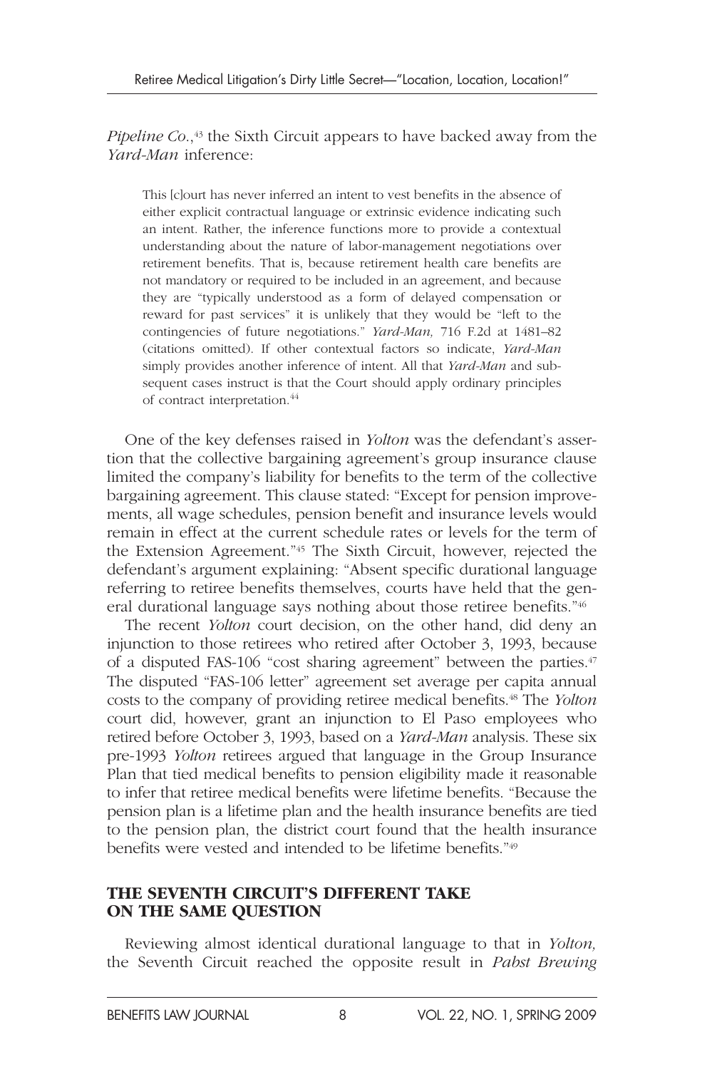*Pipeline Co.*,[43] the Sixth Circuit appears to have backed away from the *Yard-Man* inference:

> This [c]ourt has never inferred an intent to vest benefits in the absence of either explicit contractual language or extrinsic evidence indicating such an intent. Rather, the inference functions more to provide a contextual understanding about the nature of labor-management negotiations over retirement benefits. That is, because retirement health care benefits are not mandatory or required to be included in an agreement, and because they are "typically understood as a form of delayed compensation or reward for past services" it is unlikely that they would be "left to the contingencies of future negotiations." *Yard-Man,* 716 F.2d at 1481–82 (citations omitted). If other contextual factors so indicate, *Yard-Man* simply provides another inference of intent. All that *Yard-Man* and subsequent cases instruct is that the Court should apply ordinary principles of contract interpretation.[44]

One of the key defenses raised in *Yolton* was the defendant's assertion that the collective bargaining agreement's group insurance clause limited the company's liability for benefits to the term of the collective bargaining agreement. This clause stated: "Except for pension improvements, all wage schedules, pension benefit and insurance levels would remain in effect at the current schedule rates or levels for the term of the Extension Agreement."[45] The Sixth Circuit, however, rejected the defendant's argument explaining: "Absent specific durational language referring to retiree benefits themselves, courts have held that the general durational language says nothing about those retiree benefits."[46]

The recent *Yolton* court decision, on the other hand, did deny an injunction to those retirees who retired after October 3, 1993, because of a disputed FAS-106 "cost sharing agreement" between the parties.[47] The disputed "FAS-106 letter" agreement set average per capita annual costs to the company of providing retiree medical benefits.[48] The *Yolton* court did, however, grant an injunction to El Paso employees who retired before October 3, 1993, based on a *Yard-Man* analysis. These six pre-1993 *Yolton* retirees argued that language in the Group Insurance Plan that tied medical benefits to pension eligibility made it reasonable to infer that retiree medical benefits were lifetime benefits. "Because the pension plan is a lifetime plan and the health insurance benefits are tied to the pension plan, the district court found that the health insurance benefits were vested and intended to be lifetime benefits."[49]

## THE SEVENTH CIRCUIT'S DIFFERENT TAKE ON THE SAME QUESTION

Reviewing almost identical durational language to that in *Yolton,* the Seventh Circuit reached the opposite result in *Pabst Brewing*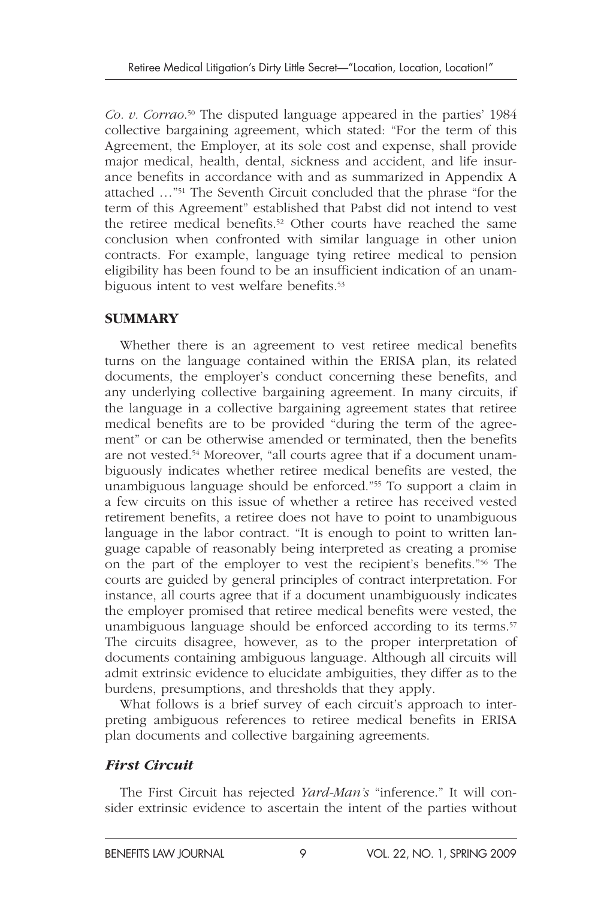*Co. v. Corrao*.[50] The disputed language appeared in the parties' 1984 collective bargaining agreement, which stated: "For the term of this Agreement, the Employer, at its sole cost and expense, shall provide major medical, health, dental, sickness and accident, and life insurance benefits in accordance with and as summarized in Appendix A attached …"[51] The Seventh Circuit concluded that the phrase "for the term of this Agreement" established that Pabst did not intend to vest the retiree medical benefits.[52] Other courts have reached the same conclusion when confronted with similar language in other union contracts. For example, language tying retiree medical to pension eligibility has been found to be an insufficient indication of an unambiguous intent to vest welfare benefits.[53]

## SUMMARY

Whether there is an agreement to vest retiree medical benefits turns on the language contained within the ERISA plan, its related documents, the employer's conduct concerning these benefits, and any underlying collective bargaining agreement. In many circuits, if the language in a collective bargaining agreement states that retiree medical benefits are to be provided "during the term of the agreement" or can be otherwise amended or terminated, then the benefits are not vested.[54] Moreover, "all courts agree that if a document unambiguously indicates whether retiree medical benefits are vested, the unambiguous language should be enforced."[55] To support a claim in a few circuits on this issue of whether a retiree has received vested retirement benefits, a retiree does not have to point to unambiguous language in the labor contract. "It is enough to point to written language capable of reasonably being interpreted as creating a promise on the part of the employer to vest the recipient's benefits."[56] The courts are guided by general principles of contract interpretation. For instance, all courts agree that if a document unambiguously indicates the employer promised that retiree medical benefits were vested, the unambiguous language should be enforced according to its terms.[57] The circuits disagree, however, as to the proper interpretation of documents containing ambiguous language. Although all circuits will admit extrinsic evidence to elucidate ambiguities, they differ as to the burdens, presumptions, and thresholds that they apply.

What follows is a brief survey of each circuit's approach to interpreting ambiguous references to retiree medical benefits in ERISA plan documents and collective bargaining agreements.

### *First Circuit*

The First Circuit has rejected *Yard-Man's* "inference." It will consider extrinsic evidence to ascertain the intent of the parties without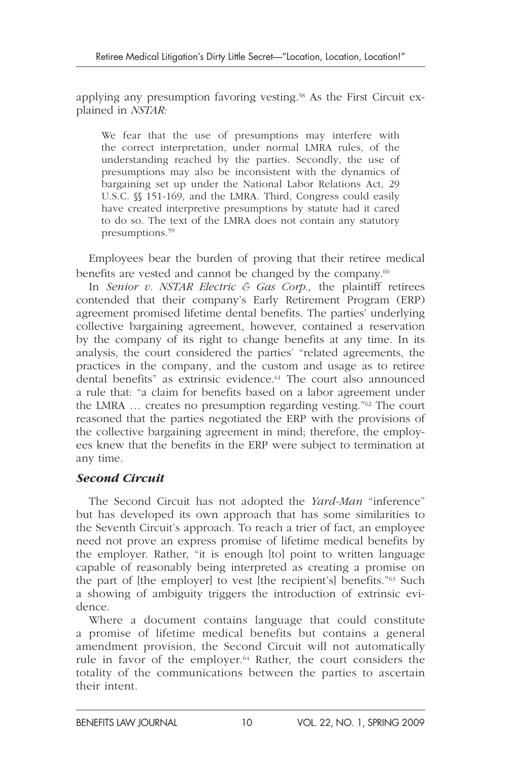applying any presumption favoring vesting.[58] As the First Circuit explained in *NSTAR:*

> We fear that the use of presumptions may interfere with the correct interpretation, under normal LMRA rules, of the understanding reached by the parties. Secondly, the use of presumptions may also be inconsistent with the dynamics of bargaining set up under the National Labor Relations Act, 29 U.S.C. §§ 151-169, and the LMRA. Third, Congress could easily have created interpretive presumptions by statute had it cared to do so. The text of the LMRA does not contain any statutory presumptions.[59]

Employees bear the burden of proving that their retiree medical benefits are vested and cannot be changed by the company.[60]

In *Senior v. NSTAR Electric & Gas Corp.,* the plaintiff retirees contended that their company's Early Retirement Program (ERP) agreement promised lifetime dental benefits. The parties' underlying collective bargaining agreement, however, contained a reservation by the company of its right to change benefits at any time. In its analysis, the court considered the parties' "related agreements, the practices in the company, and the custom and usage as to retiree dental benefits" as extrinsic evidence.[61] The court also announced a rule that: "a claim for benefits based on a labor agreement under the LMRA … creates no presumption regarding vesting."[62] The court reasoned that the parties negotiated the ERP with the provisions of the collective bargaining agreement in mind; therefore, the employees knew that the benefits in the ERP were subject to termination at any time.

### *Second Circuit*

The Second Circuit has not adopted the *Yard-Man* "inference" but has developed its own approach that has some similarities to the Seventh Circuit's approach. To reach a trier of fact, an employee need not prove an express promise of lifetime medical benefits by the employer. Rather, "it is enough [to] point to written language capable of reasonably being interpreted as creating a promise on the part of [the employer] to vest [the recipient's] benefits."[63] Such a showing of ambiguity triggers the introduction of extrinsic evidence.

Where a document contains language that could constitute a promise of lifetime medical benefits but contains a general amendment provision, the Second Circuit will not automatically rule in favor of the employer.[64] Rather, the court considers the totality of the communications between the parties to ascertain their intent.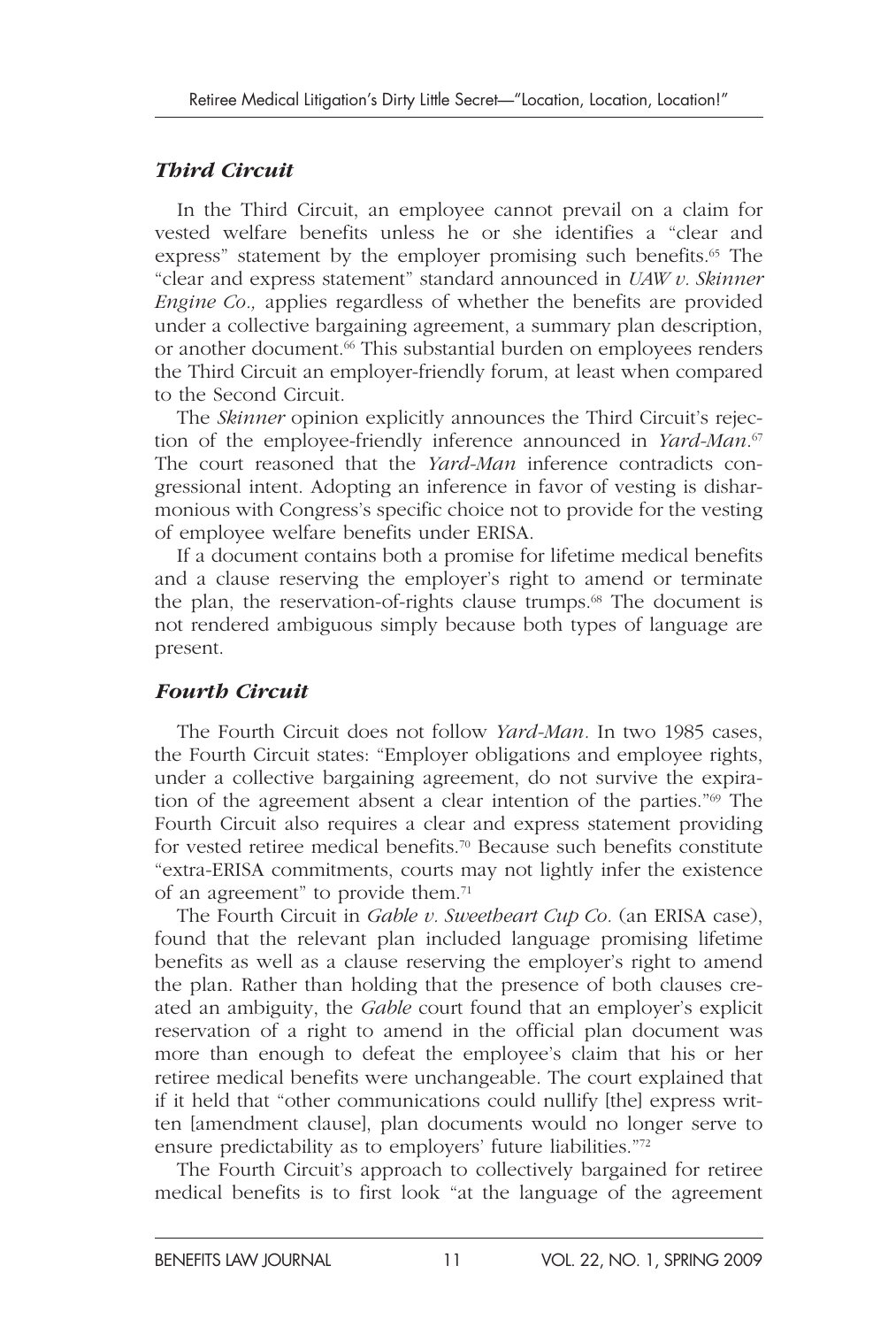### *Third Circuit*

In the Third Circuit, an employee cannot prevail on a claim for vested welfare benefits unless he or she identifies a "clear and express" statement by the employer promising such benefits.[65] The "clear and express statement" standard announced in *UAW v. Skinner Engine Co.,* applies regardless of whether the benefits are provided under a collective bargaining agreement, a summary plan description, or another document.[66] This substantial burden on employees renders the Third Circuit an employer-friendly forum, at least when compared to the Second Circuit.

The *Skinner* opinion explicitly announces the Third Circuit's rejection of the employee-friendly inference announced in *Yard-Man*.[67] The court reasoned that the *Yard-Man* inference contradicts congressional intent. Adopting an inference in favor of vesting is disharmonious with Congress's specific choice not to provide for the vesting of employee welfare benefits under ERISA.

If a document contains both a promise for lifetime medical benefits and a clause reserving the employer's right to amend or terminate the plan, the reservation-of-rights clause trumps.[68] The document is not rendered ambiguous simply because both types of language are present.

### *Fourth Circuit*

The Fourth Circuit does not follow *Yard-Man.* In two 1985 cases, the Fourth Circuit states: "Employer obligations and employee rights, under a collective bargaining agreement, do not survive the expiration of the agreement absent a clear intention of the parties."[69] The Fourth Circuit also requires a clear and express statement providing for vested retiree medical benefits.[70] Because such benefits constitute "extra-ERISA commitments, courts may not lightly infer the existence of an agreement" to provide them.[71]

The Fourth Circuit in *Gable v. Sweetheart Cup Co.* (an ERISA case), found that the relevant plan included language promising lifetime benefits as well as a clause reserving the employer's right to amend the plan. Rather than holding that the presence of both clauses created an ambiguity, the *Gable* court found that an employer's explicit reservation of a right to amend in the official plan document was more than enough to defeat the employee's claim that his or her retiree medical benefits were unchangeable. The court explained that if it held that "other communications could nullify [the] express written [amendment clause], plan documents would no longer serve to ensure predictability as to employers' future liabilities."[72]

The Fourth Circuit's approach to collectively bargained for retiree medical benefits is to first look "at the language of the agreement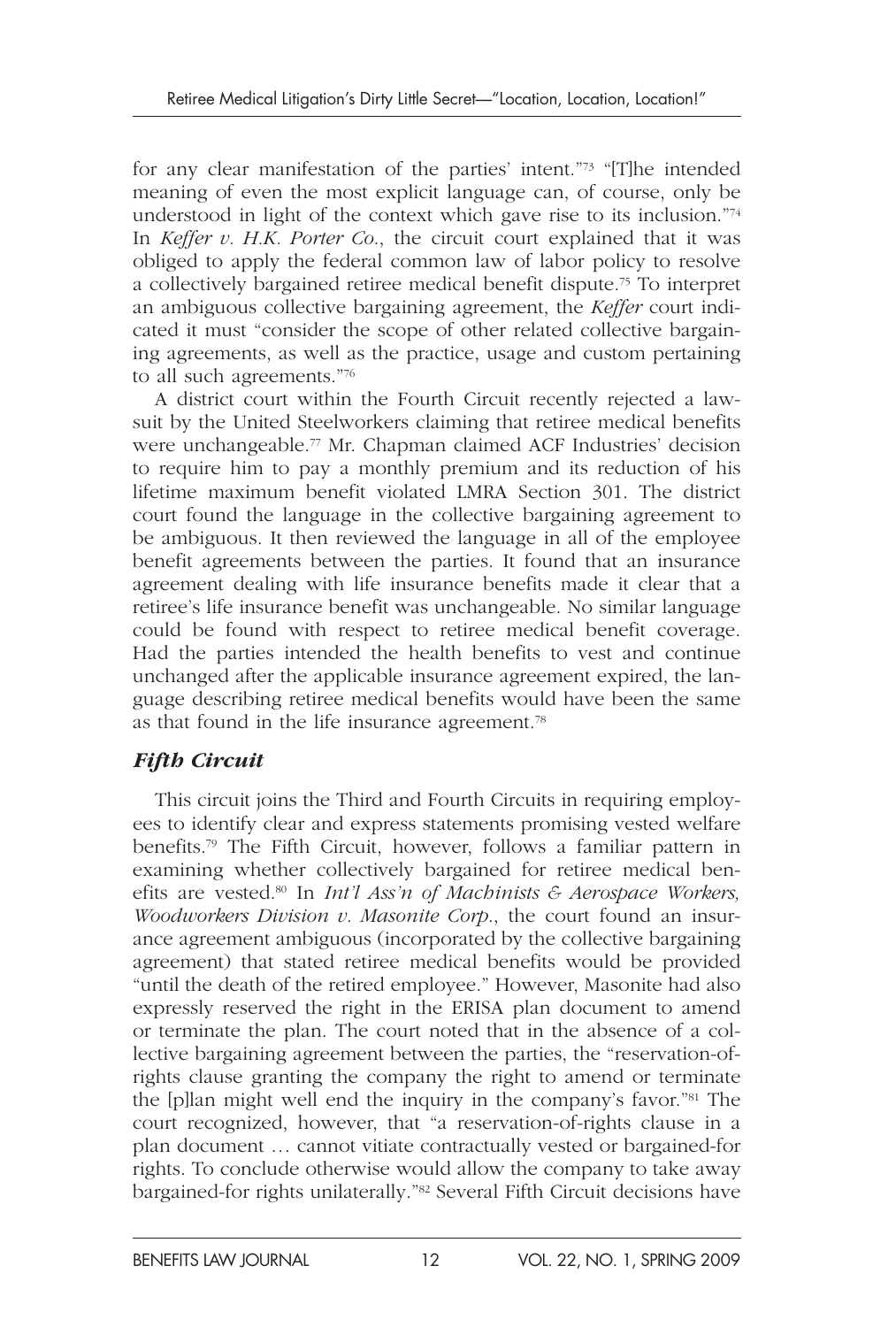for any clear manifestation of the parties' intent."[73] "[T]he intended meaning of even the most explicit language can, of course, only be understood in light of the context which gave rise to its inclusion."[74] In *Keffer v. H.K. Porter Co.*, the circuit court explained that it was obliged to apply the federal common law of labor policy to resolve a collectively bargained retiree medical benefit dispute.[75] To interpret an ambiguous collective bargaining agreement, the *Keffer* court indicated it must "consider the scope of other related collective bargaining agreements, as well as the practice, usage and custom pertaining to all such agreements."[76]

A district court within the Fourth Circuit recently rejected a lawsuit by the United Steelworkers claiming that retiree medical benefits were unchangeable.[77] Mr. Chapman claimed ACF Industries' decision to require him to pay a monthly premium and its reduction of his lifetime maximum benefit violated LMRA Section 301. The district court found the language in the collective bargaining agreement to be ambiguous. It then reviewed the language in all of the employee benefit agreements between the parties. It found that an insurance agreement dealing with life insurance benefits made it clear that a retiree's life insurance benefit was unchangeable. No similar language could be found with respect to retiree medical benefit coverage. Had the parties intended the health benefits to vest and continue unchanged after the applicable insurance agreement expired, the language describing retiree medical benefits would have been the same as that found in the life insurance agreement.[78]

### *Fifth Circuit*

This circuit joins the Third and Fourth Circuits in requiring employees to identify clear and express statements promising vested welfare benefits.[79] The Fifth Circuit, however, follows a familiar pattern in examining whether collectively bargained for retiree medical benefits are vested.[80] In *Int'l Ass'n of Machinists & Aerospace Workers, Woodworkers Division v. Masonite Corp.*, the court found an insurance agreement ambiguous (incorporated by the collective bargaining agreement) that stated retiree medical benefits would be provided "until the death of the retired employee." However, Masonite had also expressly reserved the right in the ERISA plan document to amend or terminate the plan. The court noted that in the absence of a collective bargaining agreement between the parties, the "reservation-of-rights clause granting the company the right to amend or terminate the [p]lan might well end the inquiry in the company's favor."[81] The court recognized, however, that "a reservation-of-rights clause in a plan document … cannot vitiate contractually vested or bargained-for rights. To conclude otherwise would allow the company to take away bargained-for rights unilaterally."[82] Several Fifth Circuit decisions have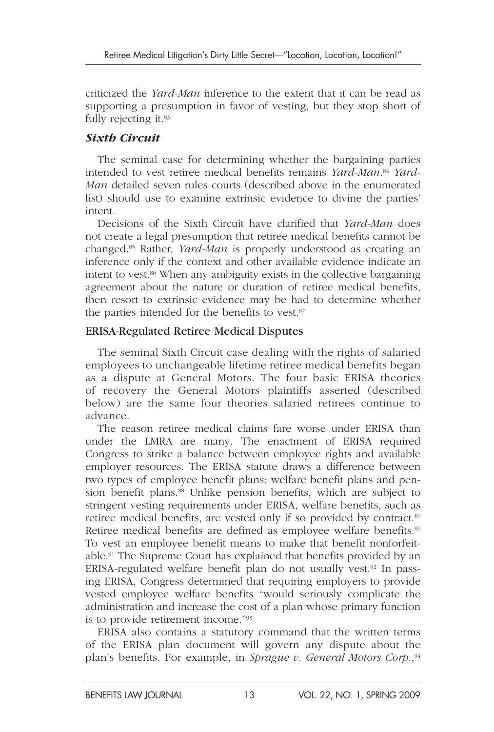criticized the *Yard-Man* inference to the extent that it can be read as supporting a presumption in favor of vesting, but they stop short of fully rejecting it.[83]

### *Sixth Circuit*

The seminal case for determining whether the bargaining parties intended to vest retiree medical benefits remains *Yard-Man*.[84] *Yard-Man* detailed seven rules courts (described above in the enumerated list) should use to examine extrinsic evidence to divine the parties' intent.

Decisions of the Sixth Circuit have clarified that *Yard-Man* does not create a legal presumption that retiree medical benefits cannot be changed.[85] Rather, *Yard-Man* is properly understood as creating an inference only if the context and other available evidence indicate an intent to vest.[86] When any ambiguity exists in the collective bargaining agreement about the nature or duration of retiree medical benefits, then resort to extrinsic evidence may be had to determine whether the parties intended for the benefits to vest.[87]

## ERISA-Regulated Retiree Medical Disputes

The seminal Sixth Circuit case dealing with the rights of salaried employees to unchangeable lifetime retiree medical benefits began as a dispute at General Motors. The four basic ERISA theories of recovery the General Motors plaintiffs asserted (described below) are the same four theories salaried retirees continue to advance.

The reason retiree medical claims fare worse under ERISA than under the LMRA are many. The enactment of ERISA required Congress to strike a balance between employee rights and available employer resources. The ERISA statute draws a difference between two types of employee benefit plans: welfare benefit plans and pension benefit plans.[88] Unlike pension benefits, which are subject to stringent vesting requirements under ERISA, welfare benefits, such as retiree medical benefits, are vested only if so provided by contract.[89] Retiree medical benefits are defined as employee welfare benefits.[90] To vest an employee benefit means to make that benefit nonforfeitable.[91] The Supreme Court has explained that benefits provided by an ERISA-regulated welfare benefit plan do not usually vest.[92] In passing ERISA, Congress determined that requiring employers to provide vested employee welfare benefits "would seriously complicate the administration and increase the cost of a plan whose primary function is to provide retirement income."[93]

ERISA also contains a statutory command that the written terms of the ERISA plan document will govern any dispute about the plan's benefits. For example, in *Sprague v. General Motors Corp.*,[94]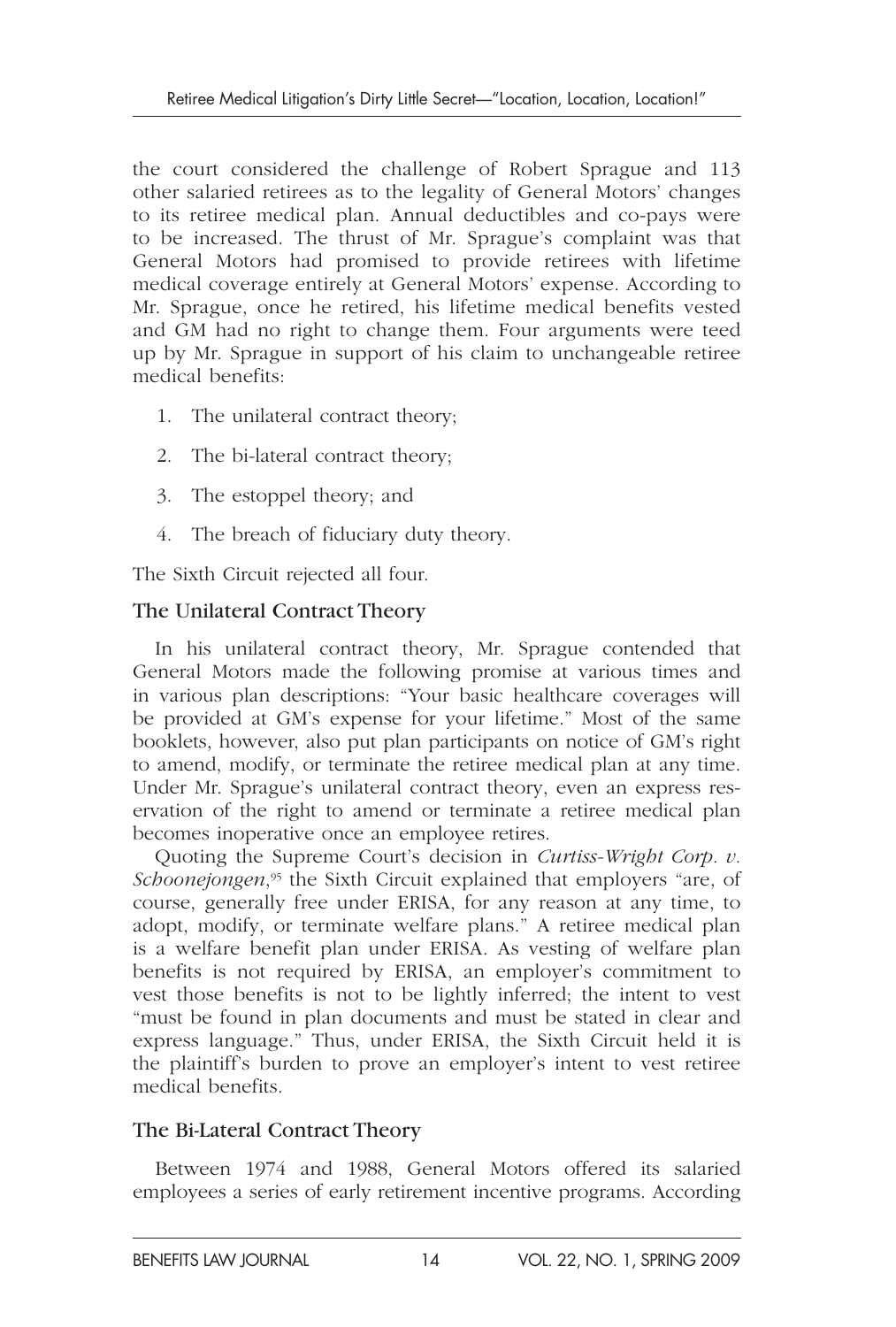the court considered the challenge of Robert Sprague and 113 other salaried retirees as to the legality of General Motors' changes to its retiree medical plan. Annual deductibles and co-pays were to be increased. The thrust of Mr. Sprague's complaint was that General Motors had promised to provide retirees with lifetime medical coverage entirely at General Motors' expense. According to Mr. Sprague, once he retired, his lifetime medical benefits vested and GM had no right to change them. Four arguments were teed up by Mr. Sprague in support of his claim to unchangeable retiree medical benefits:

1. The unilateral contract theory;
2. The bi-lateral contract theory;
3. The estoppel theory; and
4. The breach of fiduciary duty theory.

The Sixth Circuit rejected all four.

### The Unilateral Contract Theory

In his unilateral contract theory, Mr. Sprague contended that General Motors made the following promise at various times and in various plan descriptions: "Your basic healthcare coverages will be provided at GM's expense for your lifetime." Most of the same booklets, however, also put plan participants on notice of GM's right to amend, modify, or terminate the retiree medical plan at any time. Under Mr. Sprague's unilateral contract theory, even an express reservation of the right to amend or terminate a retiree medical plan becomes inoperative once an employee retires.

Quoting the Supreme Court's decision in *Curtiss-Wright Corp. v. Schoonejongen*,[95] the Sixth Circuit explained that employers "are, of course, generally free under ERISA, for any reason at any time, to adopt, modify, or terminate welfare plans." A retiree medical plan is a welfare benefit plan under ERISA. As vesting of welfare plan benefits is not required by ERISA, an employer's commitment to vest those benefits is not to be lightly inferred; the intent to vest "must be found in plan documents and must be stated in clear and express language." Thus, under ERISA, the Sixth Circuit held it is the plaintiff's burden to prove an employer's intent to vest retiree medical benefits.

### The Bi-Lateral Contract Theory

Between 1974 and 1988, General Motors offered its salaried employees a series of early retirement incentive programs. According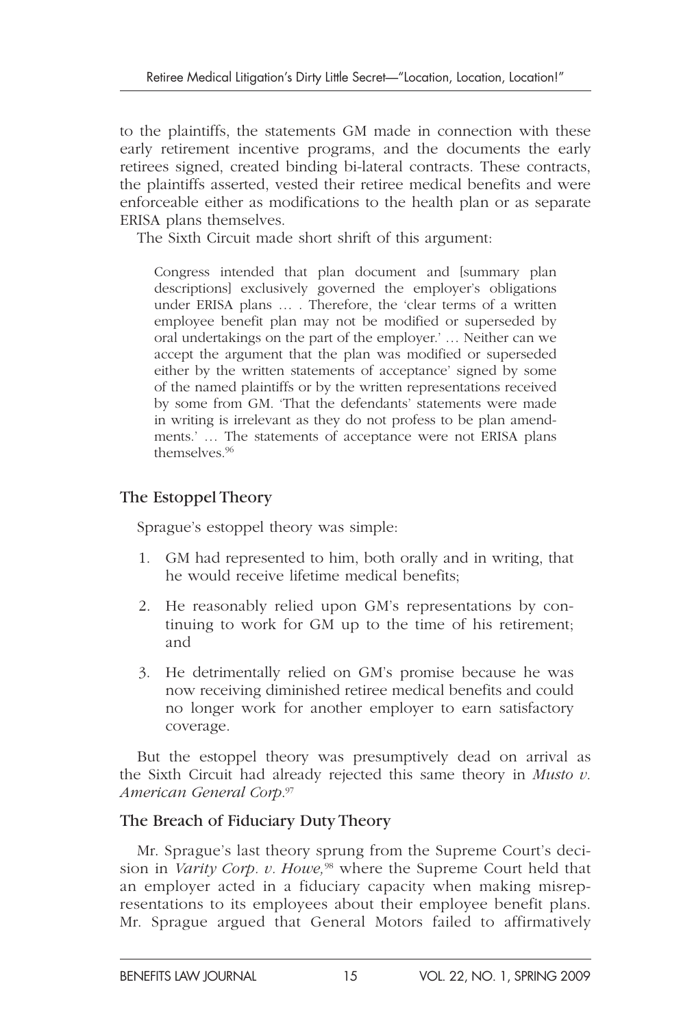to the plaintiffs, the statements GM made in connection with these early retirement incentive programs, and the documents the early retirees signed, created binding bi-lateral contracts. These contracts, the plaintiffs asserted, vested their retiree medical benefits and were enforceable either as modifications to the health plan or as separate ERISA plans themselves.

The Sixth Circuit made short shrift of this argument:

> Congress intended that plan document and [summary plan descriptions] exclusively governed the employer's obligations under ERISA plans … . Therefore, the 'clear terms of a written employee benefit plan may not be modified or superseded by oral undertakings on the part of the employer.' … Neither can we accept the argument that the plan was modified or superseded either by the written statements of acceptance' signed by some of the named plaintiffs or by the written representations received by some from GM. 'That the defendants' statements were made in writing is irrelevant as they do not profess to be plan amendments.' … The statements of acceptance were not ERISA plans themselves.[96]

## The Estoppel Theory

Sprague's estoppel theory was simple:

1. GM had represented to him, both orally and in writing, that he would receive lifetime medical benefits;
2. He reasonably relied upon GM's representations by continuing to work for GM up to the time of his retirement; and
3. He detrimentally relied on GM's promise because he was now receiving diminished retiree medical benefits and could no longer work for another employer to earn satisfactory coverage.

But the estoppel theory was presumptively dead on arrival as the Sixth Circuit had already rejected this same theory in *Musto v. American General Corp*.[97]

## The Breach of Fiduciary Duty Theory

Mr. Sprague's last theory sprung from the Supreme Court's decision in *Varity Corp. v. Howe,*[98] where the Supreme Court held that an employer acted in a fiduciary capacity when making misrepresentations to its employees about their employee benefit plans. Mr. Sprague argued that General Motors failed to affirmatively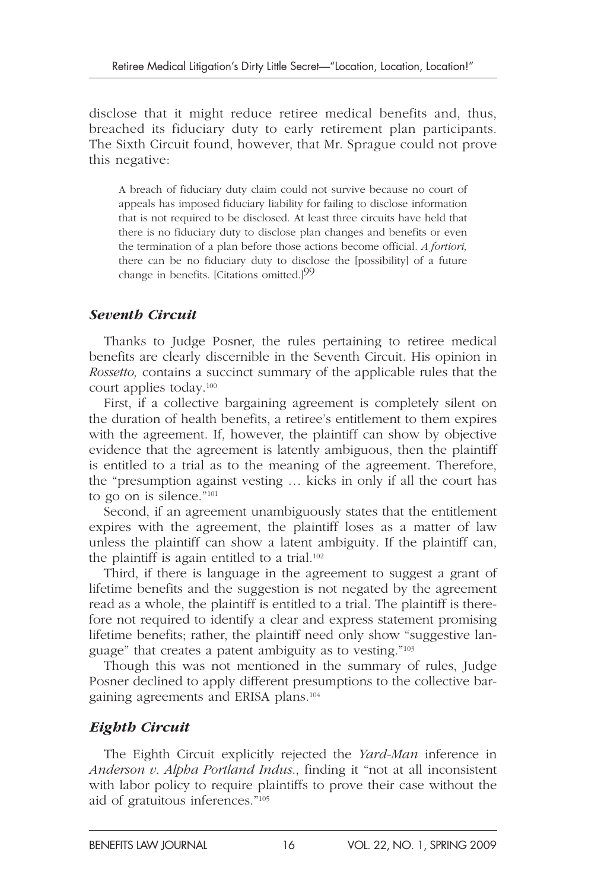disclose that it might reduce retiree medical benefits and, thus, breached its fiduciary duty to early retirement plan participants. The Sixth Circuit found, however, that Mr. Sprague could not prove this negative:

> A breach of fiduciary duty claim could not survive because no court of appeals has imposed fiduciary liability for failing to disclose information that is not required to be disclosed. At least three circuits have held that there is no fiduciary duty to disclose plan changes and benefits or even the termination of a plan before those actions become official. *A fortiori,* there can be no fiduciary duty to disclose the [possibility] of a future change in benefits. [Citations omitted.][99]

### *Seventh Circuit*

Thanks to Judge Posner, the rules pertaining to retiree medical benefits are clearly discernible in the Seventh Circuit. His opinion in *Rossetto,* contains a succinct summary of the applicable rules that the court applies today.[100]

First, if a collective bargaining agreement is completely silent on the duration of health benefits, a retiree's entitlement to them expires with the agreement. If, however, the plaintiff can show by objective evidence that the agreement is latently ambiguous, then the plaintiff is entitled to a trial as to the meaning of the agreement. Therefore, the "presumption against vesting … kicks in only if all the court has to go on is silence."[101]

Second, if an agreement unambiguously states that the entitlement expires with the agreement, the plaintiff loses as a matter of law unless the plaintiff can show a latent ambiguity. If the plaintiff can, the plaintiff is again entitled to a trial.[102]

Third, if there is language in the agreement to suggest a grant of lifetime benefits and the suggestion is not negated by the agreement read as a whole, the plaintiff is entitled to a trial. The plaintiff is therefore not required to identify a clear and express statement promising lifetime benefits; rather, the plaintiff need only show "suggestive language" that creates a patent ambiguity as to vesting."[103]

Though this was not mentioned in the summary of rules, Judge Posner declined to apply different presumptions to the collective bargaining agreements and ERISA plans.[104]

### *Eighth Circuit*

The Eighth Circuit explicitly rejected the *Yard-Man* inference in *Anderson v. Alpha Portland Indus.*, finding it "not at all inconsistent with labor policy to require plaintiffs to prove their case without the aid of gratuitous inferences."[105]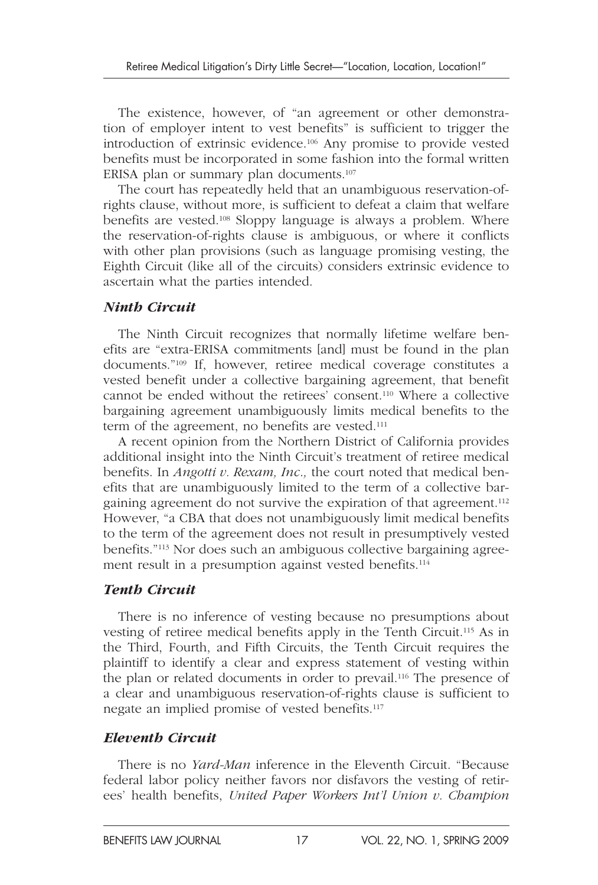The existence, however, of "an agreement or other demonstration of employer intent to vest benefits" is sufficient to trigger the introduction of extrinsic evidence.[106] Any promise to provide vested benefits must be incorporated in some fashion into the formal written ERISA plan or summary plan documents.[107]

The court has repeatedly held that an unambiguous reservation-of-rights clause, without more, is sufficient to defeat a claim that welfare benefits are vested.[108] Sloppy language is always a problem. Where the reservation-of-rights clause is ambiguous, or where it conflicts with other plan provisions (such as language promising vesting, the Eighth Circuit (like all of the circuits) considers extrinsic evidence to ascertain what the parties intended.

### *Ninth Circuit*

The Ninth Circuit recognizes that normally lifetime welfare benefits are "extra-ERISA commitments [and] must be found in the plan documents."[109] If, however, retiree medical coverage constitutes a vested benefit under a collective bargaining agreement, that benefit cannot be ended without the retirees' consent.[110] Where a collective bargaining agreement unambiguously limits medical benefits to the term of the agreement, no benefits are vested.[111]

A recent opinion from the Northern District of California provides additional insight into the Ninth Circuit's treatment of retiree medical benefits. In *Angotti v. Rexam, Inc.,* the court noted that medical benefits that are unambiguously limited to the term of a collective bargaining agreement do not survive the expiration of that agreement.[112] However, "a CBA that does not unambiguously limit medical benefits to the term of the agreement does not result in presumptively vested benefits."[113] Nor does such an ambiguous collective bargaining agreement result in a presumption against vested benefits.[114]

### *Tenth Circuit*

There is no inference of vesting because no presumptions about vesting of retiree medical benefits apply in the Tenth Circuit.[115] As in the Third, Fourth, and Fifth Circuits, the Tenth Circuit requires the plaintiff to identify a clear and express statement of vesting within the plan or related documents in order to prevail.[116] The presence of a clear and unambiguous reservation-of-rights clause is sufficient to negate an implied promise of vested benefits.[117]

### *Eleventh Circuit*

There is no *Yard-Man* inference in the Eleventh Circuit. "Because federal labor policy neither favors nor disfavors the vesting of retirees' health benefits, *United Paper Workers Int'l Union v. Champion*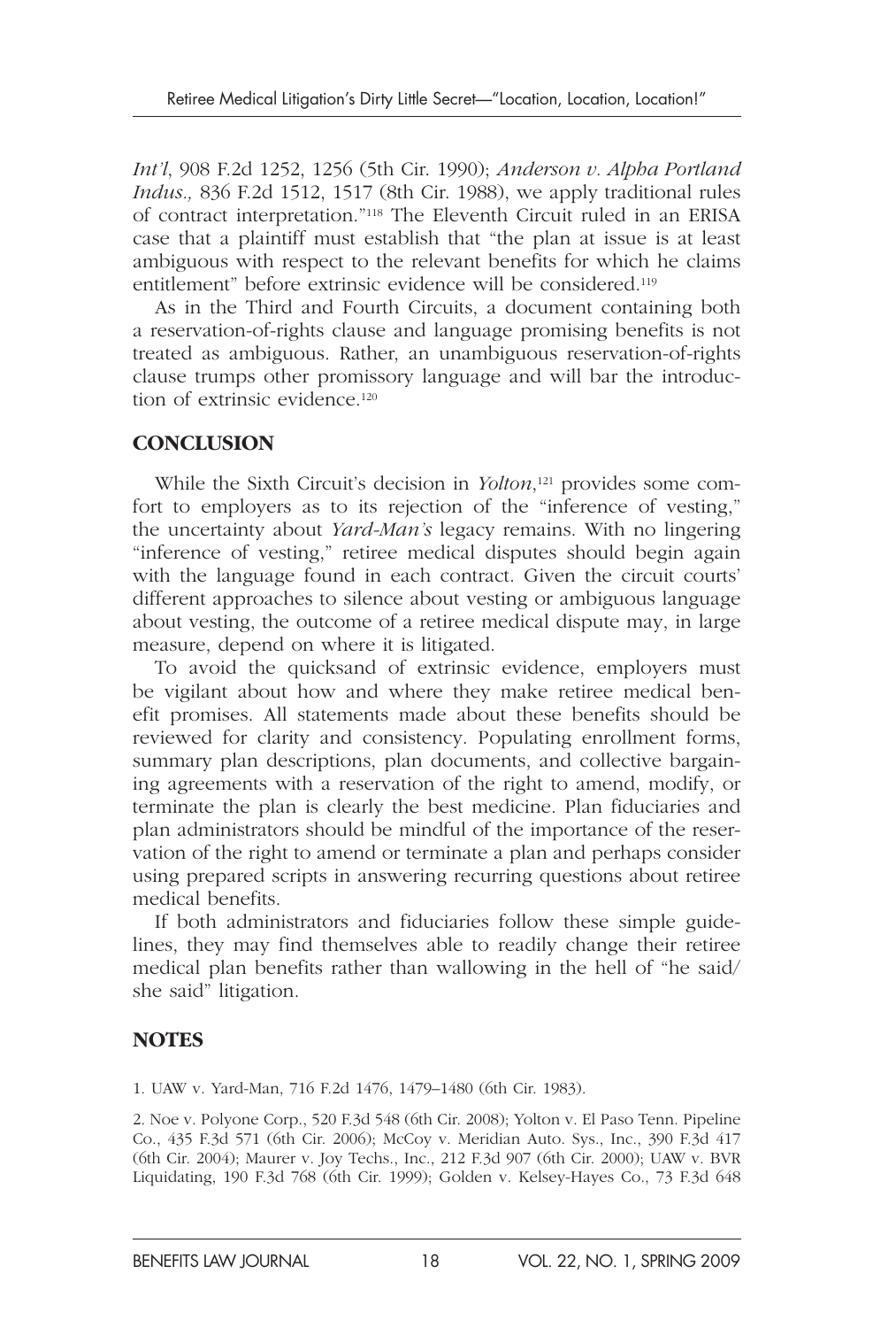*Int'l*, 908 F.2d 1252, 1256 (5th Cir. 1990); *Anderson v. Alpha Portland Indus.,* 836 F.2d 1512, 1517 (8th Cir. 1988), we apply traditional rules of contract interpretation."[118] The Eleventh Circuit ruled in an ERISA case that a plaintiff must establish that "the plan at issue is at least ambiguous with respect to the relevant benefits for which he claims entitlement" before extrinsic evidence will be considered.[119]

As in the Third and Fourth Circuits, a document containing both a reservation-of-rights clause and language promising benefits is not treated as ambiguous. Rather, an unambiguous reservation-of-rights clause trumps other promissory language and will bar the introduction of extrinsic evidence.[120]

## CONCLUSION

While the Sixth Circuit's decision in *Yolton*,[121] provides some comfort to employers as to its rejection of the "inference of vesting," the uncertainty about *Yard-Man's* legacy remains. With no lingering "inference of vesting," retiree medical disputes should begin again with the language found in each contract. Given the circuit courts' different approaches to silence about vesting or ambiguous language about vesting, the outcome of a retiree medical dispute may, in large measure, depend on where it is litigated.

To avoid the quicksand of extrinsic evidence, employers must be vigilant about how and where they make retiree medical benefit promises. All statements made about these benefits should be reviewed for clarity and consistency. Populating enrollment forms, summary plan descriptions, plan documents, and collective bargaining agreements with a reservation of the right to amend, modify, or terminate the plan is clearly the best medicine. Plan fiduciaries and plan administrators should be mindful of the importance of the reservation of the right to amend or terminate a plan and perhaps consider using prepared scripts in answering recurring questions about retiree medical benefits.

If both administrators and fiduciaries follow these simple guidelines, they may find themselves able to readily change their retiree medical plan benefits rather than wallowing in the hell of "he said/she said" litigation.

## NOTES

1. UAW v. Yard-Man, 716 F.2d 1476, 1479–1480 (6th Cir. 1983).

2. Noe v. Polyone Corp., 520 F.3d 548 (6th Cir. 2008); Yolton v. El Paso Tenn. Pipeline Co., 435 F.3d 571 (6th Cir. 2006); McCoy v. Meridian Auto. Sys., Inc., 390 F.3d 417 (6th Cir. 2004); Maurer v. Joy Techs., Inc., 212 F.3d 907 (6th Cir. 2000); UAW v. BVR Liquidating, 190 F.3d 768 (6th Cir. 1999); Golden v. Kelsey-Hayes Co., 73 F.3d 648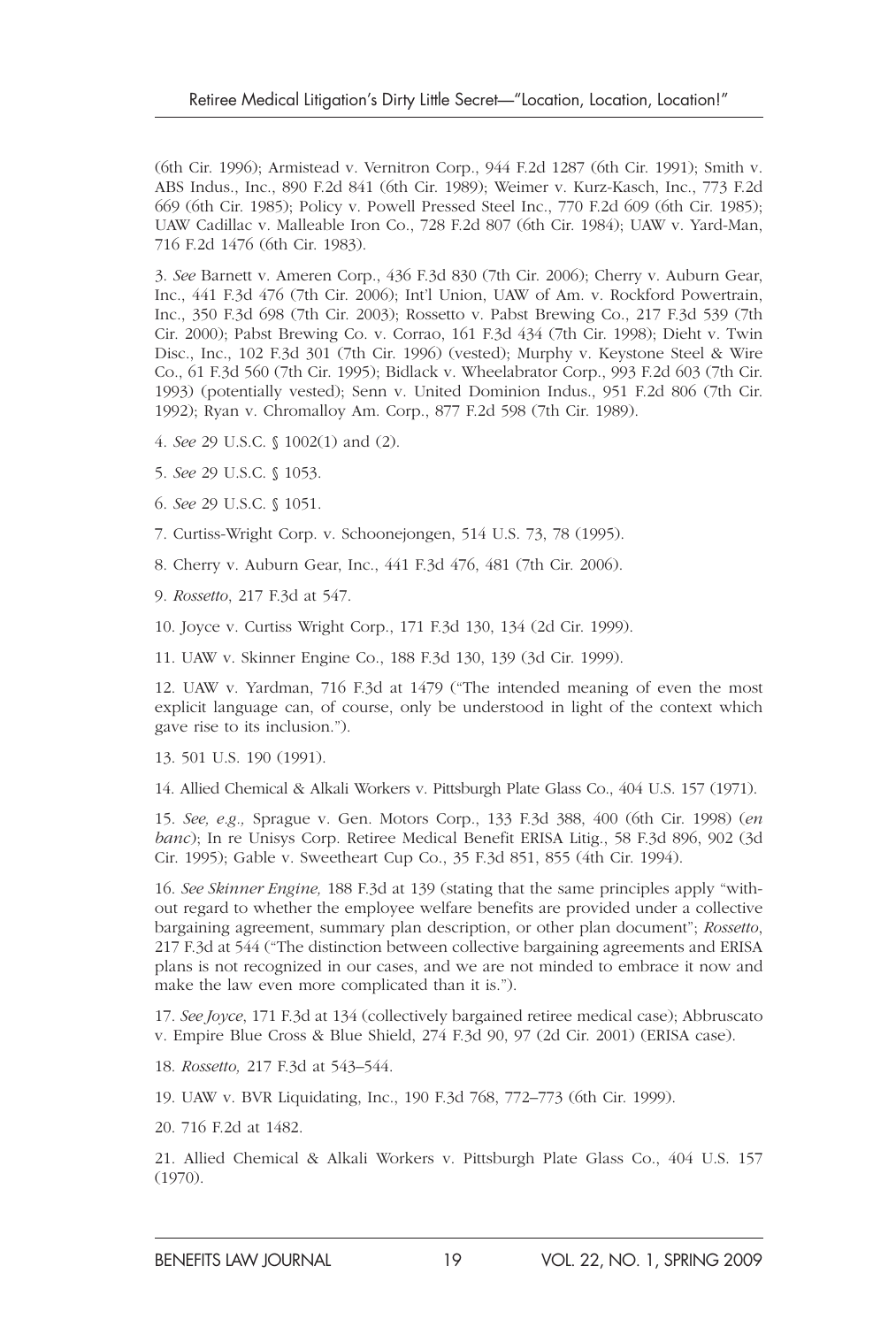(6th Cir. 1996); Armistead v. Vernitron Corp., 944 F.2d 1287 (6th Cir. 1991); Smith v. ABS Indus., Inc., 890 F.2d 841 (6th Cir. 1989); Weimer v. Kurz-Kasch, Inc., 773 F.2d 669 (6th Cir. 1985); Policy v. Powell Pressed Steel Inc., 770 F.2d 609 (6th Cir. 1985); UAW Cadillac v. Malleable Iron Co., 728 F.2d 807 (6th Cir. 1984); UAW v. Yard-Man, 716 F.2d 1476 (6th Cir. 1983).

3. *See* Barnett v. Ameren Corp., 436 F.3d 830 (7th Cir. 2006); Cherry v. Auburn Gear, Inc., 441 F.3d 476 (7th Cir. 2006); Int'l Union, UAW of Am. v. Rockford Powertrain, Inc., 350 F.3d 698 (7th Cir. 2003); Rossetto v. Pabst Brewing Co., 217 F.3d 539 (7th Cir. 2000); Pabst Brewing Co. v. Corrao, 161 F.3d 434 (7th Cir. 1998); Dieht v. Twin Disc., Inc., 102 F.3d 301 (7th Cir. 1996) (vested); Murphy v. Keystone Steel & Wire Co., 61 F.3d 560 (7th Cir. 1995); Bidlack v. Wheelabrator Corp., 993 F.2d 603 (7th Cir. 1993) (potentially vested); Senn v. United Dominion Indus., 951 F.2d 806 (7th Cir. 1992); Ryan v. Chromalloy Am. Corp., 877 F.2d 598 (7th Cir. 1989).

4. *See* 29 U.S.C. § 1002(1) and (2).

5. *See* 29 U.S.C. § 1053.

6. *See* 29 U.S.C. § 1051.

7. Curtiss-Wright Corp. v. Schoonejongen, 514 U.S. 73, 78 (1995).

8. Cherry v. Auburn Gear, Inc., 441 F.3d 476, 481 (7th Cir. 2006).

9. *Rossetto*, 217 F.3d at 547.

10. Joyce v. Curtiss Wright Corp., 171 F.3d 130, 134 (2d Cir. 1999).

11. UAW v. Skinner Engine Co., 188 F.3d 130, 139 (3d Cir. 1999).

12. UAW v. Yardman, 716 F.3d at 1479 ("The intended meaning of even the most explicit language can, of course, only be understood in light of the context which gave rise to its inclusion.").

13. 501 U.S. 190 (1991).

14. Allied Chemical & Alkali Workers v. Pittsburgh Plate Glass Co., 404 U.S. 157 (1971).

15. *See, e.g.,* Sprague v. Gen. Motors Corp., 133 F.3d 388, 400 (6th Cir. 1998) (*en banc*); In re Unisys Corp. Retiree Medical Benefit ERISA Litig., 58 F.3d 896, 902 (3d Cir. 1995); Gable v. Sweetheart Cup Co., 35 F.3d 851, 855 (4th Cir. 1994).

16. *See Skinner Engine,* 188 F.3d at 139 (stating that the same principles apply "without regard to whether the employee welfare benefits are provided under a collective bargaining agreement, summary plan description, or other plan document"; *Rossetto*, 217 F.3d at 544 ("The distinction between collective bargaining agreements and ERISA plans is not recognized in our cases, and we are not minded to embrace it now and make the law even more complicated than it is.").

17. *See Joyce*, 171 F.3d at 134 (collectively bargained retiree medical case); Abbruscato v. Empire Blue Cross & Blue Shield, 274 F.3d 90, 97 (2d Cir. 2001) (ERISA case).

18. *Rossetto,* 217 F.3d at 543–544.

19. UAW v. BVR Liquidating, Inc., 190 F.3d 768, 772–773 (6th Cir. 1999).

20. 716 F.2d at 1482.

21. Allied Chemical & Alkali Workers v. Pittsburgh Plate Glass Co., 404 U.S. 157 (1970).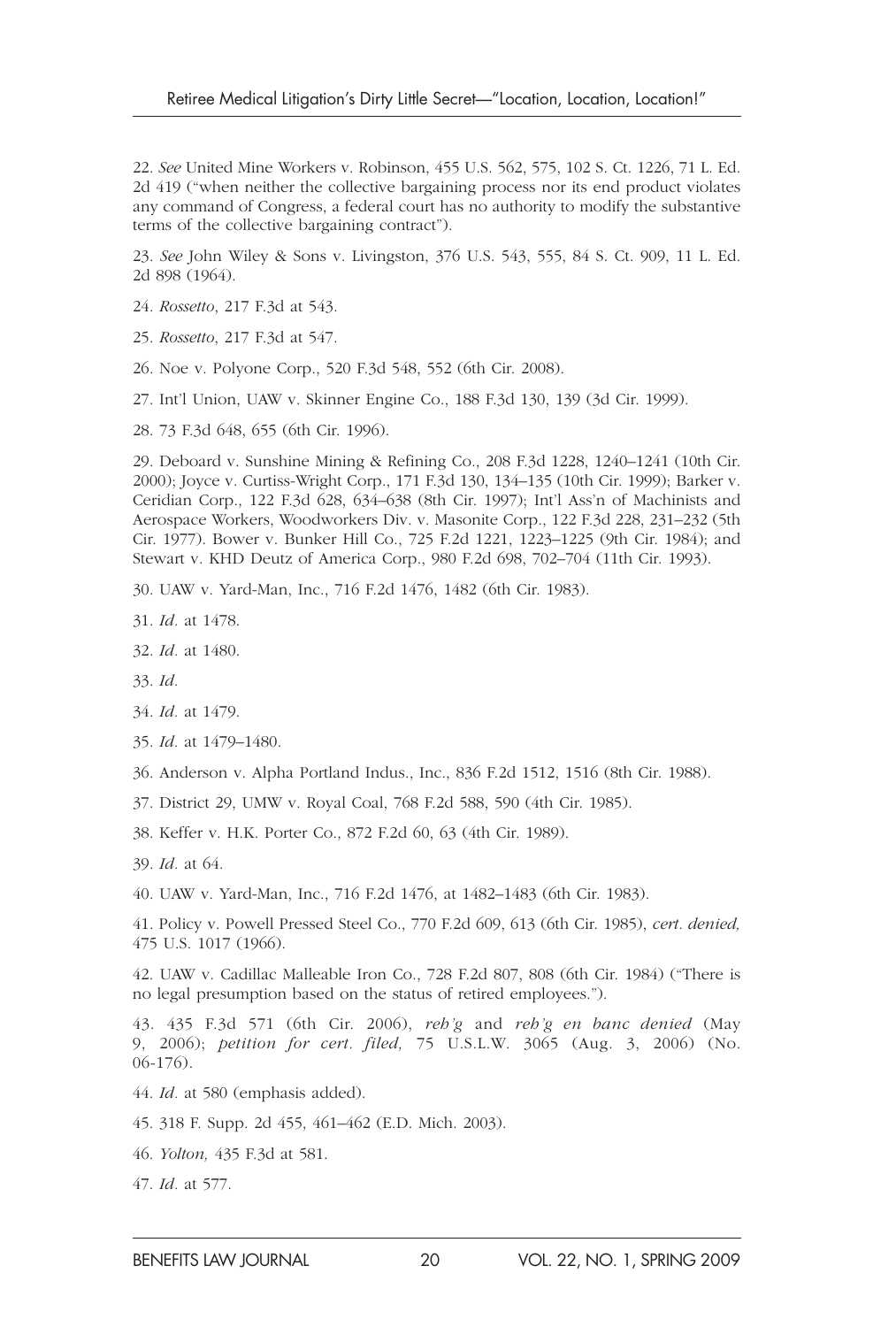22. *See* United Mine Workers v. Robinson, 455 U.S. 562, 575, 102 S. Ct. 1226, 71 L. Ed. 2d 419 ("when neither the collective bargaining process nor its end product violates any command of Congress, a federal court has no authority to modify the substantive terms of the collective bargaining contract").

23. *See* John Wiley & Sons v. Livingston, 376 U.S. 543, 555, 84 S. Ct. 909, 11 L. Ed. 2d 898 (1964).

24. *Rossetto*, 217 F.3d at 543.

25. *Rossetto*, 217 F.3d at 547.

26. Noe v. Polyone Corp., 520 F.3d 548, 552 (6th Cir. 2008).

27. Int'l Union, UAW v. Skinner Engine Co., 188 F.3d 130, 139 (3d Cir. 1999).

28. 73 F.3d 648, 655 (6th Cir. 1996).

29. Deboard v. Sunshine Mining & Refining Co., 208 F.3d 1228, 1240–1241 (10th Cir. 2000); Joyce v. Curtiss-Wright Corp., 171 F.3d 130, 134–135 (10th Cir. 1999); Barker v. Ceridian Corp., 122 F.3d 628, 634–638 (8th Cir. 1997); Int'l Ass'n of Machinists and Aerospace Workers, Woodworkers Div. v. Masonite Corp., 122 F.3d 228, 231–232 (5th Cir. 1977). Bower v. Bunker Hill Co., 725 F.2d 1221, 1223–1225 (9th Cir. 1984); and Stewart v. KHD Deutz of America Corp., 980 F.2d 698, 702–704 (11th Cir. 1993).

30. UAW v. Yard-Man, Inc., 716 F.2d 1476, 1482 (6th Cir. 1983).

31. *Id.* at 1478.

32. *Id.* at 1480.

33. *Id.*

34. *Id.* at 1479.

35. *Id.* at 1479–1480.

36. Anderson v. Alpha Portland Indus., Inc., 836 F.2d 1512, 1516 (8th Cir. 1988).

37. District 29, UMW v. Royal Coal, 768 F.2d 588, 590 (4th Cir. 1985).

38. Keffer v. H.K. Porter Co., 872 F.2d 60, 63 (4th Cir. 1989).

39. *Id.* at 64.

40. UAW v. Yard-Man, Inc., 716 F.2d 1476, at 1482–1483 (6th Cir. 1983).

41. Policy v. Powell Pressed Steel Co., 770 F.2d 609, 613 (6th Cir. 1985), *cert. denied,* 475 U.S. 1017 (1966).

42. UAW v. Cadillac Malleable Iron Co., 728 F.2d 807, 808 (6th Cir. 1984) ("There is no legal presumption based on the status of retired employees.").

43. 435 F.3d 571 (6th Cir. 2006), *reh'g* and *reh'g en banc denied* (May 9, 2006); *petition for cert. filed,* 75 U.S.L.W. 3065 (Aug. 3, 2006) (No. 06-176).

44. *Id.* at 580 (emphasis added).

45. 318 F. Supp. 2d 455, 461–462 (E.D. Mich. 2003).

46. *Yolton,* 435 F.3d at 581.

47. *Id.* at 577.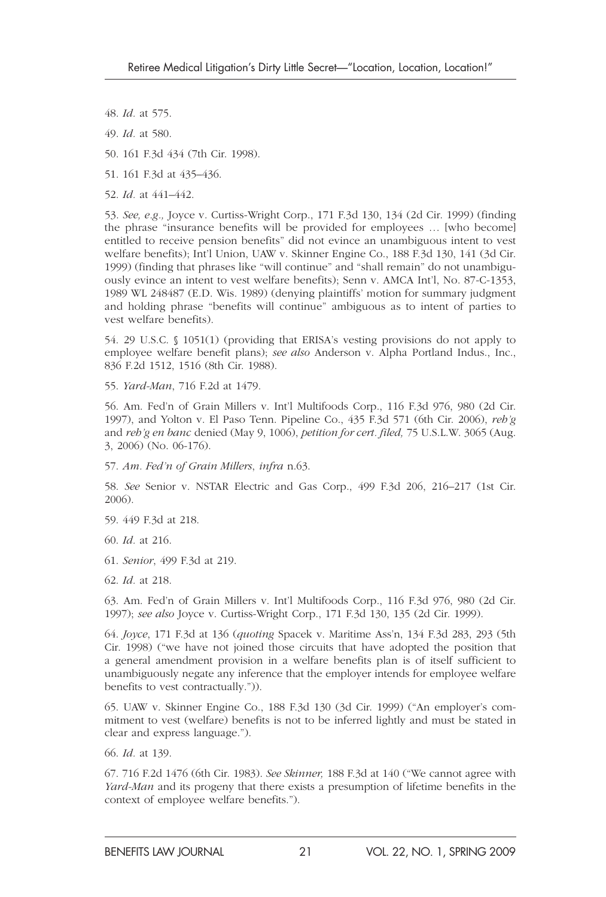48. *Id.* at 575.

49. *Id.* at 580.

50. 161 F.3d 434 (7th Cir. 1998).

51. 161 F.3d at 435–436.

52. *Id.* at 441–442.

53. *See, e.g.,* Joyce v. Curtiss-Wright Corp., 171 F.3d 130, 134 (2d Cir. 1999) (finding the phrase "insurance benefits will be provided for employees … [who become] entitled to receive pension benefits" did not evince an unambiguous intent to vest welfare benefits); Int'l Union, UAW v. Skinner Engine Co., 188 F.3d 130, 141 (3d Cir. 1999) (finding that phrases like "will continue" and "shall remain" do not unambiguously evince an intent to vest welfare benefits); Senn v. AMCA Int'l, No. 87-C-1353, 1989 WL 248487 (E.D. Wis. 1989) (denying plaintiffs' motion for summary judgment and holding phrase "benefits will continue" ambiguous as to intent of parties to vest welfare benefits).

54. 29 U.S.C. § 1051(1) (providing that ERISA's vesting provisions do not apply to employee welfare benefit plans); *see also* Anderson v. Alpha Portland Indus., Inc., 836 F.2d 1512, 1516 (8th Cir. 1988).

55. *Yard-Man*, 716 F.2d at 1479.

56. Am. Fed'n of Grain Millers v. Int'l Multifoods Corp., 116 F.3d 976, 980 (2d Cir. 1997), and Yolton v. El Paso Tenn. Pipeline Co., 435 F.3d 571 (6th Cir. 2006), *reh'g* and *reh'g en banc* denied (May 9, 1006), *petition for cert. filed,* 75 U.S.L.W. 3065 (Aug. 3, 2006) (No. 06-176).

57. *Am. Fed'n of Grain Millers*, *infra* n.63.

58. *See* Senior v. NSTAR Electric and Gas Corp., 499 F.3d 206, 216–217 (1st Cir. 2006).

59. 449 F.3d at 218.

60. *Id.* at 216.

61. *Senior*, 499 F.3d at 219.

62. *Id.* at 218.

63. Am. Fed'n of Grain Millers v. Int'l Multifoods Corp., 116 F.3d 976, 980 (2d Cir. 1997); *see also* Joyce v. Curtiss-Wright Corp., 171 F.3d 130, 135 (2d Cir. 1999).

64. *Joyce*, 171 F.3d at 136 (*quoting* Spacek v. Maritime Ass'n, 134 F.3d 283, 293 (5th Cir. 1998) ("we have not joined those circuits that have adopted the position that a general amendment provision in a welfare benefits plan is of itself sufficient to unambiguously negate any inference that the employer intends for employee welfare benefits to vest contractually.")).

65. UAW v. Skinner Engine Co., 188 F.3d 130 (3d Cir. 1999) ("An employer's commitment to vest (welfare) benefits is not to be inferred lightly and must be stated in clear and express language.").

66. *Id.* at 139.

67. 716 F.2d 1476 (6th Cir. 1983). *See Skinner,* 188 F.3d at 140 ("We cannot agree with *Yard-Man* and its progeny that there exists a presumption of lifetime benefits in the context of employee welfare benefits.").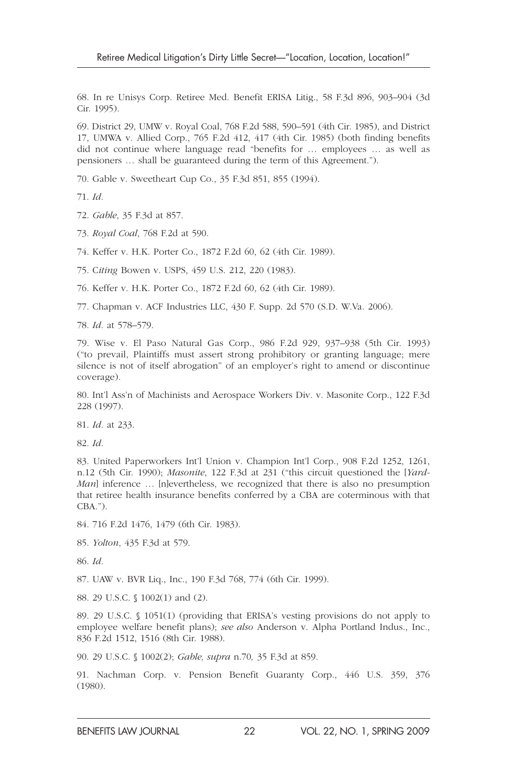68. In re Unisys Corp. Retiree Med. Benefit ERISA Litig., 58 F.3d 896, 903–904 (3d Cir. 1995).

69. District 29, UMW v. Royal Coal, 768 F.2d 588, 590–591 (4th Cir. 1985), and District 17, UMWA v. Allied Corp., 765 F.2d 412, 417 (4th Cir. 1985) (both finding benefits did not continue where language read "benefits for … employees … as well as pensioners … shall be guaranteed during the term of this Agreement.").

70. Gable v. Sweetheart Cup Co., 35 F.3d 851, 855 (1994).

71. *Id.*

72. *Gable*, 35 F.3d at 857.

73. *Royal Coal*, 768 F.2d at 590.

74. Keffer v. H.K. Porter Co., 1872 F.2d 60, 62 (4th Cir. 1989).

75. C*iting* Bowen v. USPS, 459 U.S. 212, 220 (1983).

76. Keffer v. H.K. Porter Co., 1872 F.2d 60, 62 (4th Cir. 1989).

77. Chapman v. ACF Industries LLC, 430 F. Supp. 2d 570 (S.D. W.Va. 2006).

78. *Id.* at 578–579.

79. Wise v. El Paso Natural Gas Corp., 986 F.2d 929, 937–938 (5th Cir. 1993) ("to prevail, Plaintiffs must assert strong prohibitory or granting language; mere silence is not of itself abrogation" of an employer's right to amend or discontinue coverage).

80. Int'l Ass'n of Machinists and Aerospace Workers Div. v. Masonite Corp., 122 F.3d 228 (1997).

81. *Id.* at 233.

82. *Id.*

83. United Paperworkers Int'l Union v. Champion Int'l Corp., 908 F.2d 1252, 1261, n.12 (5th Cir. 1990); *Masonite*, 122 F.3d at 231 ("this circuit questioned the [*Yard-Man*] inference … [n]evertheless, we recognized that there is also no presumption that retiree health insurance benefits conferred by a CBA are coterminous with that CBA.").

84. 716 F.2d 1476, 1479 (6th Cir. 1983).

85. *Yolton*, 435 F.3d at 579.

86. *Id.*

87. UAW v. BVR Liq., Inc., 190 F.3d 768, 774 (6th Cir. 1999).

88. 29 U.S.C. § 1002(1) and (2).

89. 29 U.S.C. § 1051(1) (providing that ERISA's vesting provisions do not apply to employee welfare benefit plans); *see also* Anderson v. Alpha Portland Indus., Inc., 836 F.2d 1512, 1516 (8th Cir. 1988).

90. 29 U.S.C. § 1002(2); *Gable, supra* n.70*,* 35 F.3d at 859.

91. Nachman Corp. v. Pension Benefit Guaranty Corp., 446 U.S. 359, 376 (1980).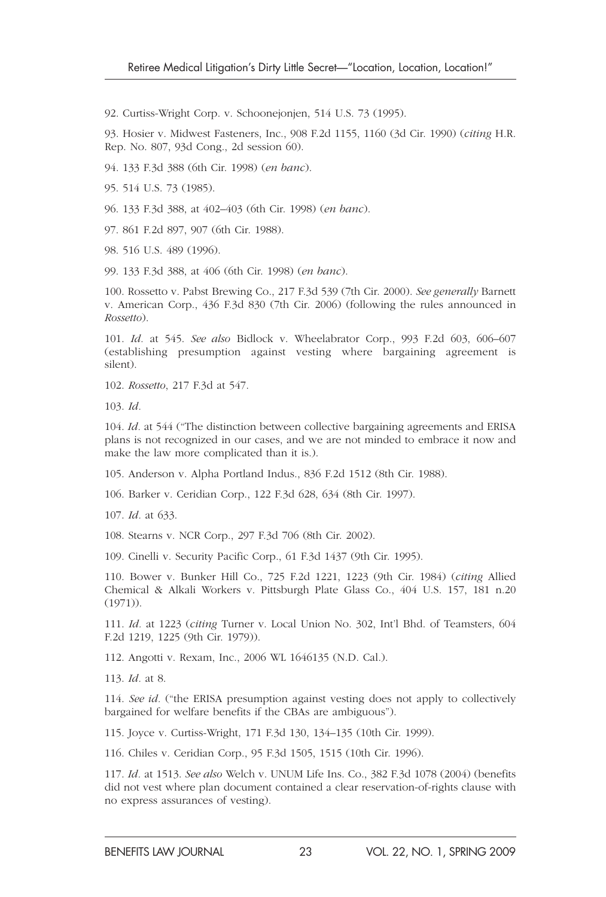92. Curtiss-Wright Corp. v. Schoonejonjen, 514 U.S. 73 (1995).

93. Hosier v. Midwest Fasteners, Inc., 908 F.2d 1155, 1160 (3d Cir. 1990) (*citing* H.R. Rep. No. 807, 93d Cong., 2d session 60).

94. 133 F.3d 388 (6th Cir. 1998) (*en banc*).

95. 514 U.S. 73 (1985).

96. 133 F.3d 388, at 402–403 (6th Cir. 1998) (*en banc*).

97. 861 F.2d 897, 907 (6th Cir. 1988).

98. 516 U.S. 489 (1996).

99. 133 F.3d 388, at 406 (6th Cir. 1998) (*en banc*).

100. Rossetto v. Pabst Brewing Co., 217 F.3d 539 (7th Cir. 2000). *See generally* Barnett v. American Corp., 436 F.3d 830 (7th Cir. 2006) (following the rules announced in *Rossetto*).

101. *Id.* at 545. *See also* Bidlock v. Wheelabrator Corp., 993 F.2d 603, 606–607 (establishing presumption against vesting where bargaining agreement is silent).

102. *Rossetto*, 217 F.3d at 547.

103. *Id.*

104. *Id.* at 544 ("The distinction between collective bargaining agreements and ERISA plans is not recognized in our cases, and we are not minded to embrace it now and make the law more complicated than it is.).

105. Anderson v. Alpha Portland Indus., 836 F.2d 1512 (8th Cir. 1988).

106. Barker v. Ceridian Corp., 122 F.3d 628, 634 (8th Cir. 1997).

107. *Id.* at 633.

108. Stearns v. NCR Corp., 297 F.3d 706 (8th Cir. 2002).

109. Cinelli v. Security Pacific Corp., 61 F.3d 1437 (9th Cir. 1995).

110. Bower v. Bunker Hill Co., 725 F.2d 1221, 1223 (9th Cir. 1984) (*citing* Allied Chemical & Alkali Workers v. Pittsburgh Plate Glass Co., 404 U.S. 157, 181 n.20 (1971)).

111. *Id.* at 1223 (*citing* Turner v. Local Union No. 302, Int'l Bhd. of Teamsters, 604 F.2d 1219, 1225 (9th Cir. 1979)).

112. Angotti v. Rexam, Inc., 2006 WL 1646135 (N.D. Cal.).

113. *Id.* at 8.

114. *See id.* ("the ERISA presumption against vesting does not apply to collectively bargained for welfare benefits if the CBAs are ambiguous").

115. Joyce v. Curtiss-Wright, 171 F.3d 130, 134–135 (10th Cir. 1999).

116. Chiles v. Ceridian Corp., 95 F.3d 1505, 1515 (10th Cir. 1996).

117. *Id.* at 1513. *See also* Welch v. UNUM Life Ins. Co., 382 F.3d 1078 (2004) (benefits did not vest where plan document contained a clear reservation-of-rights clause with no express assurances of vesting).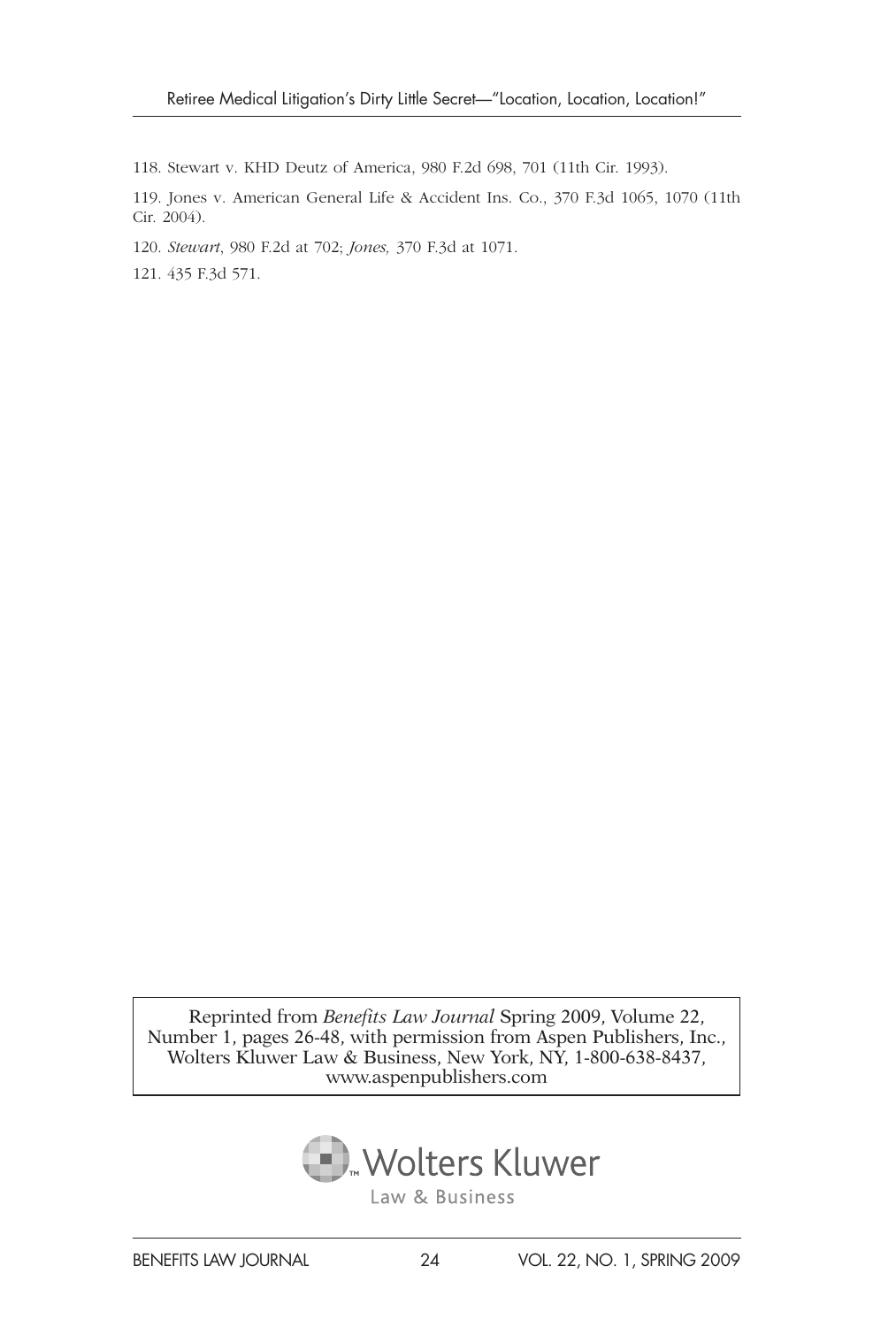118. Stewart v. KHD Deutz of America, 980 F.2d 698, 701 (11th Cir. 1993).

119. Jones v. American General Life & Accident Ins. Co., 370 F.3d 1065, 1070 (11th Cir. 2004).

120. *Stewart*, 980 F.2d at 702; *Jones,* 370 F.3d at 1071.

121. 435 F.3d 571.

Reprinted from *Benefits Law Journal* Spring 2009, Volume 22, Number 1, pages 26-48, with permission from Aspen Publishers, Inc., Wolters Kluwer Law & Business, New York, NY, 1-800-638-8437, www.aspenpublishers.com

Wolters Kluwer
Law & Business